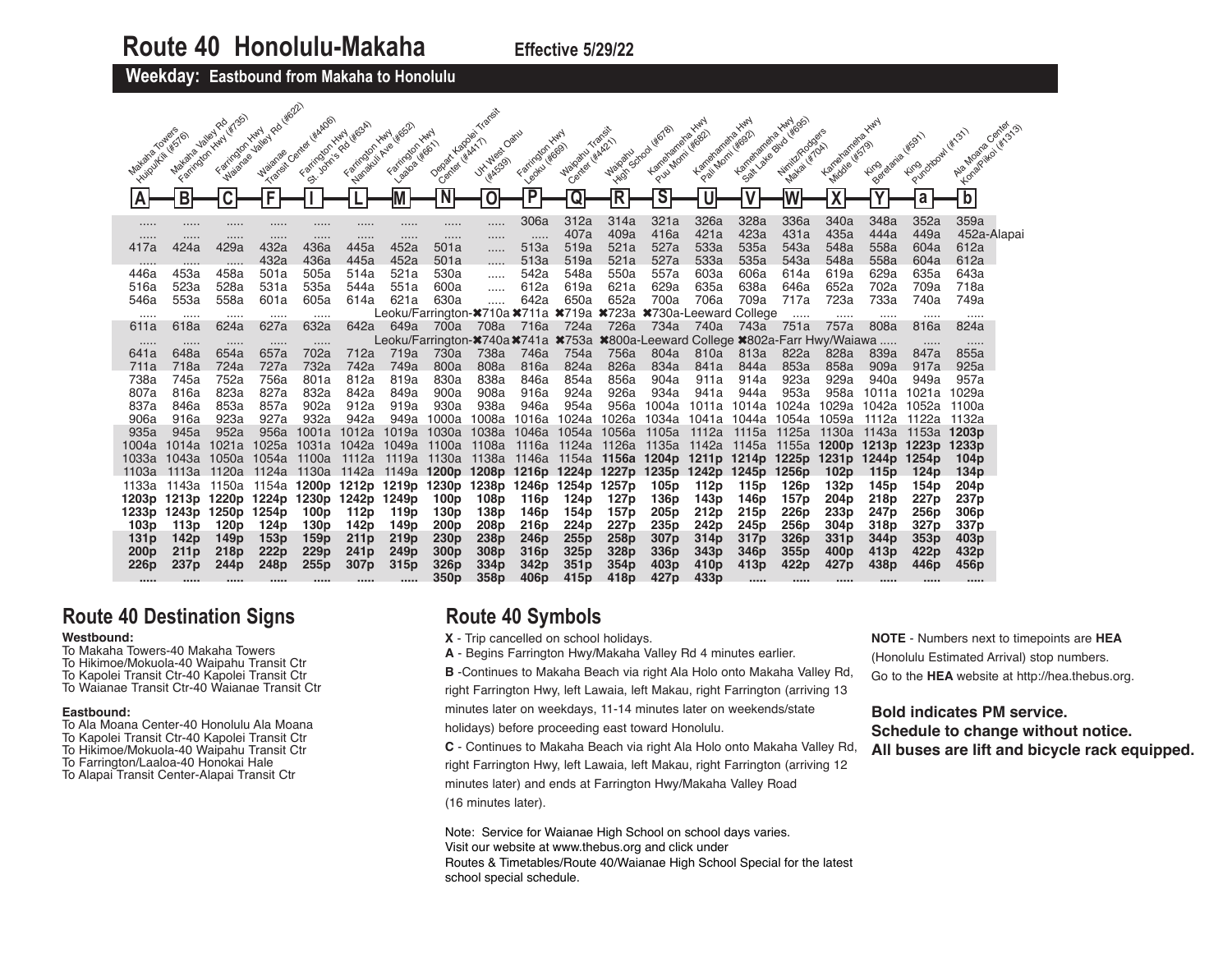# Route 40 Honolulu-Makaha

**Effective 5/29/22**

## Weekday: Eastbound from Makaha to Honolulu

| A Makaha Towers Huipu/Kili (#576) | B Makaha Valley Rd Farrington Hwy (#735) | C Farrington Hwy Waianae Valley Rd (#622) | F Waianae Transit Center (#4406) | I Farrington Hwy St. John's Rd (#634) | L Farrington Hwy Nanakuli Ave (#652) | M Farrington Hwy Laaloa (#661) | N Depart Kapolei Transit Center (#4417) | O UH West Oahu (#4539) | P Farrington Hwy Leoku (#669) | Q Waipahu Transit Center (#4421) | R Waipahu High School (#678) | S Kamehameha Hwy Puu Momi (#682) | U Kamehameha Hwy Pali Momi (#692) | V Kamehameha Hwy Salt Lake Blvd (#695) | W Nimitz/Rodgers Makai (#704) | X Kamehameha Hwy Middle (#579) | Y King Beretania (#591) | a King Punchbowl (#131) | b Ala Moana Center Kona/Pikoi (#1313) |
|---|---|---|---|---|---|---|---|---|---|---|---|---|---|---|---|---|---|---|---|
| ..... | ..... | ..... | ..... | ..... | ..... | ..... | ..... | ..... | 306a | 312a | 314a | 321a | 326a | 328a | 336a | 340a | 348a | 352a | 359a |
| ..... | ..... | ..... | ..... | ..... | ..... | ..... | ..... | ..... | ..... | 407a | 409a | 416a | 421a | 423a | 431a | 435a | 444a | 449a | 452a-Alapai |
| 417a | 424a | 429a | 432a | 436a | 445a | 452a | 501a | ..... | 513a | 519a | 521a | 527a | 533a | 535a | 543a | 548a | 558a | 604a | 612a |
| ..... | ..... | ..... | 432a | 436a | 445a | 452a | 501a | ..... | 513a | 519a | 521a | 527a | 533a | 535a | 543a | 548a | 558a | 604a | 612a |
| 446a | 453a | 458a | 501a | 505a | 514a | 521a | 530a | ..... | 542a | 548a | 550a | 557a | 603a | 606a | 614a | 619a | 629a | 635a | 643a |
| 516a | 523a | 528a | 531a | 535a | 544a | 551a | 600a | ..... | 612a | 619a | 621a | 629a | 635a | 638a | 646a | 652a | 702a | 709a | 718a |
| 546a | 553a | 558a | 601a | 605a | 614a | 621a | 630a | ..... | 642a | 650a | 652a | 700a | 706a | 709a | 717a | 723a | 733a | 740a | 749a |
| ..... | ..... | ..... | ..... | ..... | Leoku/Farrington-✖710a | | | ✖711a | ✖719a | ✖723a | ✖730a-Leeward College | | | | ..... | ..... | ..... | ..... | ..... |
| 611a | 618a | 624a | 627a | 632a | 642a | 649a | 700a | 708a | 716a | 724a | 726a | 734a | 740a | 743a | 751a | 757a | 808a | 816a | 824a |
| ..... | ..... | ..... | ..... | ..... | Leoku/Farrington-✖740a | | | ✖741a | ✖753a | ✖800a-Leeward College | | ✖802a-Farr Hwy/Waiawa ..... | | | | | | ..... | ..... |
| 641a | 648a | 654a | 657a | 702a | 712a | 719a | 730a | 738a | 746a | 754a | 756a | 804a | 810a | 813a | 822a | 828a | 839a | 847a | 855a |
| 711a | 718a | 724a | 727a | 732a | 742a | 749a | 800a | 808a | 816a | 824a | 826a | 834a | 841a | 844a | 853a | 858a | 909a | 917a | 925a |
| 738a | 745a | 752a | 756a | 801a | 812a | 819a | 830a | 838a | 846a | 854a | 856a | 904a | 911a | 914a | 923a | 929a | 940a | 949a | 957a |
| 807a | 816a | 823a | 827a | 832a | 842a | 849a | 900a | 908a | 916a | 924a | 926a | 934a | 941a | 944a | 953a | 958a | 1011a | 1021a | 1029a |
| 837a | 846a | 853a | 857a | 902a | 912a | 919a | 930a | 938a | 946a | 954a | 956a | 1004a | 1011a | 1014a | 1024a | 1029a | 1042a | 1052a | 1100a |
| 906a | 916a | 923a | 927a | 932a | 942a | 949a | 1000a | 1008a | 1016a | 1024a | 1026a | 1034a | 1041a | 1044a | 1054a | 1059a | 1112a | 1122a | 1132a |
| 935a | 945a | 952a | 956a | 1001a | 1012a | 1019a | 1030a | 1038a | 1046a | 1054a | 1056a | 1105a | 1112a | 1115a | 1125a | 1130a | 1143a | 1153a | **1203p** |
| 1004a | 1014a | 1021a | 1025a | 1031a | 1042a | 1049a | 1100a | 1108a | 1116a | 1124a | 1126a | 1135a | 1142a | 1145a | 1155a | **1200p** | **1213p** | **1223p** | **1233p** |
| 1033a | 1043a | 1050a | 1054a | 1100a | 1112a | 1119a | 1130a | 1138a | 1146a | 1154a | **1156a** | **1204p** | **1211p** | **1214p** | **1225p** | **1231p** | **1244p** | **1254p** | **104p** |
| 1103a | 1113a | 1120a | 1124a | 1130a | 1142a | 1149a | **1200p** | **1208p** | **1216p** | **1224p** | **1227p** | **1235p** | **1242p** | **1245p** | **1256p** | **102p** | **115p** | **124p** | **134p** |
| 1133a | 1143a | 1150a | 1154a | **1200p** | **1212p** | **1219p** | **1230p** | **1238p** | **1246p** | **1254p** | **1257p** | **105p** | **112p** | **115p** | **126p** | **132p** | **145p** | **154p** | **204p** |
| **1203p** | **1213p** | **1220p** | **1224p** | **1230p** | **1242p** | **1249p** | **100p** | **108p** | **116p** | **124p** | **127p** | **136p** | **143p** | **146p** | **157p** | **204p** | **218p** | **227p** | **237p** |
| **1233p** | **1243p** | **1250p** | **1254p** | **100p** | **112p** | **119p** | **130p** | **138p** | **146p** | **154p** | **157p** | **205p** | **212p** | **215p** | **226p** | **233p** | **247p** | **256p** | **306p** |
| **103p** | **113p** | **120p** | **124p** | **130p** | **142p** | **149p** | **200p** | **208p** | **216p** | **224p** | **227p** | **235p** | **242p** | **245p** | **256p** | **304p** | **318p** | **327p** | **337p** |
| **131p** | **142p** | **149p** | **153p** | **159p** | **211p** | **219p** | **230p** | **238p** | **246p** | **255p** | **258p** | **307p** | **314p** | **317p** | **326p** | **331p** | **344p** | **353p** | **403p** |
| **200p** | **211p** | **218p** | **222p** | **229p** | **241p** | **249p** | **300p** | **308p** | **316p** | **325p** | **328p** | **336p** | **343p** | **346p** | **355p** | **400p** | **413p** | **422p** | **432p** |
| **226p** | **237p** | **244p** | **248p** | **255p** | **307p** | **315p** | **326p** | **334p** | **342p** | **351p** | **354p** | **403p** | **410p** | **413p** | **422p** | **427p** | **438p** | **446p** | **456p** |
| ..... | ..... | ..... | ..... | ..... | ..... | ..... | **350p** | **358p** | **406p** | **415p** | **418p** | **427p** | **433p** | ..... | ..... | ..... | ..... | ..... | ..... |

## Route 40 Destination Signs

**Westbound:**
To Makaha Towers-40 Makaha Towers
To Hikimoe/Mokuola-40 Waipahu Transit Ctr
To Kapolei Transit Ctr-40 Kapolei Transit Ctr
To Waianae Transit Ctr-40 Waianae Transit Ctr

**Eastbound:**
To Ala Moana Center-40 Honolulu Ala Moana
To Kapolei Transit Ctr-40 Kapolei Transit Ctr
To Hikimoe/Mokuola-40 Waipahu Transit Ctr
To Farrington/Laaloa-40 Honokai Hale
To Alapai Transit Center-Alapai Transit Ctr

## Route 40 Symbols

**X** - Trip cancelled on school holidays.

**A** - Begins Farrington Hwy/Makaha Valley Rd 4 minutes earlier.

**B** -Continues to Makaha Beach via right Ala Holo onto Makaha Valley Rd, right Farrington Hwy, left Lawaia, left Makau, right Farrington (arriving 13 minutes later on weekdays, 11-14 minutes later on weekends/state holidays) before proceeding east toward Honolulu.

**C** - Continues to Makaha Beach via right Ala Holo onto Makaha Valley Rd, right Farrington Hwy, left Lawaia, left Makau, right Farrington (arriving 12 minutes later) and ends at Farrington Hwy/Makaha Valley Road (16 minutes later).

Note: Service for Waianae High School on school days varies.
Visit our website at www.thebus.org and click under
Routes & Timetables/Route 40/Waianae High School Special for the latest school special schedule.

**NOTE** - Numbers next to timepoints are **HEA** (Honolulu Estimated Arrival) stop numbers.
Go to the **HEA** website at http://hea.thebus.org.

**Bold indicates PM service.**
**Schedule to change without notice.**
**All buses are lift and bicycle rack equipped.**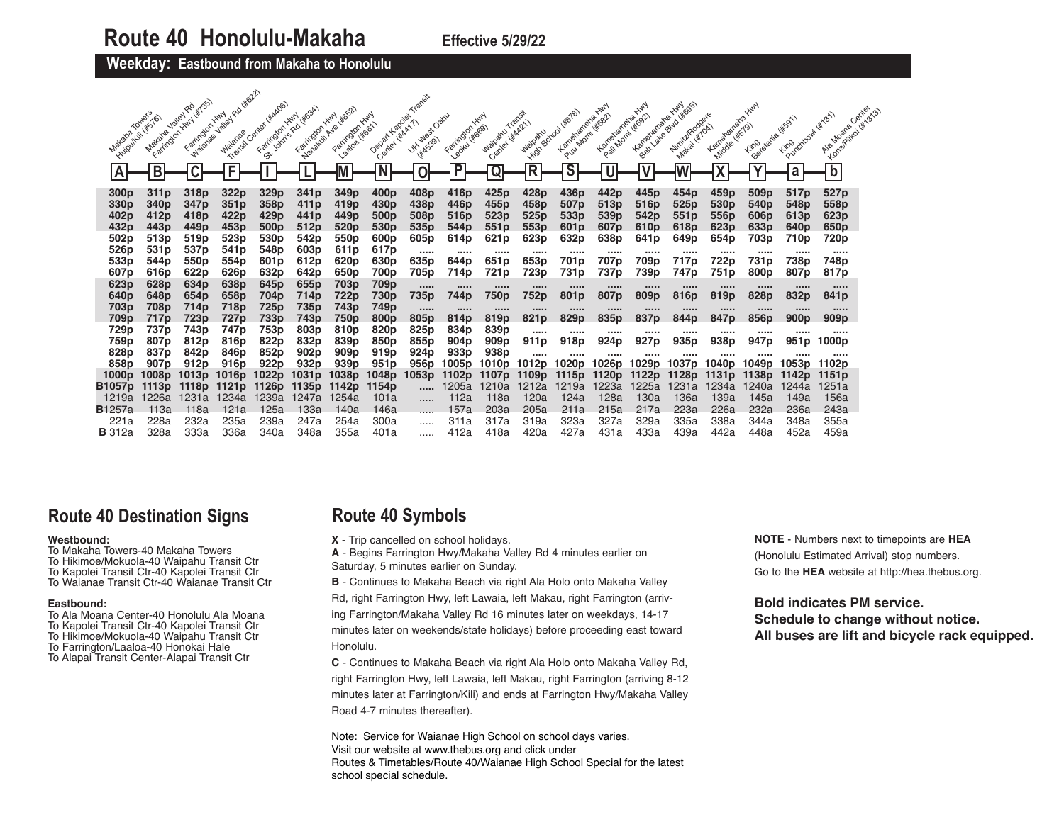# Route 40 Honolulu-Makaha

**Effective 5/29/22**

## Weekday: Eastbound from Makaha to Honolulu

| A Makaha Towers Huipu/Kili (#576) | B Makaha Valley Rd Farrington Hwy (#735) | C Farrington Hwy Waianae Valley Rd (#622) | F Waianae Transit Center (#4406) | I Farrington Hwy St. John's Rd (#634) | L Farrington Hwy Nanakuli Ave (#652) | M Farrington Hwy Laaloa (#661) | N Depart Kapolei Transit Center (#4417) | O UH West Oahu (#4539) | P Farrington Hwy Leoku (#669) | Q Waipahu Transit Center (#4421) | R Waipahu High School (#678) | S Kamehameha Hwy Puu Momi (#682) | U Kamehameha Hwy Pali Momi (#692) | V Kamehameha Hwy Salt Lake Blvd (#695) | W Nimitz/Rodgers Makai (#704) | X Kamehameha Hwy Middle (#579) | Y King Beretania (#591) | a King Punchbowl (#131) | b Ala Moana Center Kona/Piikoi (#1313) |
|---|---|---|---|---|---|---|---|---|---|---|---|---|---|---|---|---|---|---|---|
| **300p** | **311p** | **318p** | **322p** | **329p** | **341p** | **349p** | **400p** | **408p** | **416p** | **425p** | **428p** | **436p** | **442p** | **445p** | **454p** | **459p** | **509p** | **517p** | **527p** |
| **330p** | **340p** | **347p** | **351p** | **358p** | **411p** | **419p** | **430p** | **438p** | **446p** | **455p** | **458p** | **507p** | **513p** | **516p** | **525p** | **530p** | **540p** | **548p** | **558p** |
| **402p** | **412p** | **418p** | **422p** | **429p** | **441p** | **449p** | **500p** | **508p** | **516p** | **523p** | **525p** | **533p** | **539p** | **542p** | **551p** | **556p** | **606p** | **613p** | **623p** |
| **432p** | **443p** | **449p** | **453p** | **500p** | **512p** | **520p** | **530p** | **535p** | **544p** | **551p** | **553p** | **601p** | **607p** | **610p** | **618p** | **623p** | **633p** | **640p** | **650p** |
| **502p** | **513p** | **519p** | **523p** | **530p** | **542p** | **550p** | **600p** | **605p** | **614p** | **621p** | **623p** | **632p** | **638p** | **641p** | **649p** | **654p** | **703p** | **710p** | **720p** |
| **526p** | **531p** | **537p** | **541p** | **548p** | **603p** | **611p** | **617p** | ..... | ..... | ..... | ..... | ..... | ..... | ..... | ..... | ..... | ..... | ..... | ..... |
| **533p** | **544p** | **550p** | **554p** | **601p** | **612p** | **620p** | **630p** | **635p** | **644p** | **651p** | **653p** | **701p** | **707p** | **709p** | **717p** | **722p** | **731p** | **738p** | **748p** |
| **607p** | **616p** | **622p** | **626p** | **632p** | **642p** | **650p** | **700p** | **705p** | **714p** | **721p** | **723p** | **731p** | **737p** | **739p** | **747p** | **751p** | **800p** | **807p** | **817p** |
| **623p** | **628p** | **634p** | **638p** | **645p** | **655p** | **703p** | **709p** | ..... | ..... | ..... | ..... | ..... | ..... | ..... | ..... | ..... | ..... | ..... | ..... |
| **640p** | **648p** | **654p** | **658p** | **704p** | **714p** | **722p** | **730p** | **735p** | **744p** | **750p** | **752p** | **801p** | **807p** | **809p** | **816p** | **819p** | **828p** | **832p** | **841p** |
| **703p** | **708p** | **714p** | **718p** | **725p** | **735p** | **743p** | **749p** | ..... | ..... | **819p** | ..... | ..... | ..... | ..... | ..... | ..... | ..... | ..... | ..... |
| **709p** | **717p** | **723p** | **727p** | **733p** | **743p** | **750p** | **800p** | **805p** | **814p** | **819p** | **821p** | **829p** | **835p** | **837p** | **844p** | **847p** | **856p** | **900p** | **909p** |
| **729p** | **737p** | **743p** | **747p** | **753p** | **803p** | **810p** | **820p** | **825p** | **834p** | **839p** | ..... | ..... | ..... | ..... | ..... | ..... | ..... | ..... | ..... |
| **759p** | **807p** | **812p** | **816p** | **822p** | **832p** | **839p** | **850p** | **855p** | **904p** | **909p** | **911p** | **918p** | **924p** | **927p** | **935p** | **938p** | **947p** | **951p** | **1000p** |
| **828p** | **837p** | **842p** | **846p** | **852p** | **902p** | **909p** | **919p** | **924p** | **933p** | **938p** | ..... | ..... | ..... | ..... | ..... | ..... | ..... | ..... | ..... |
| **858p** | **907p** | **912p** | **916p** | **922p** | **932p** | **939p** | **951p** | **956p** | **1005p** | **1010p** | **1012p** | **1020p** | **1026p** | **1029p** | **1037p** | **1040p** | **1049p** | **1053p** | **1102p** |
| **1000p** | **1008p** | **1013p** | **1016p** | **1022p** | **1031p** | **1038p** | **1048p** | **1053p** | **1102p** | **1107p** | **1109p** | **1115p** | **1120p** | **1122p** | **1128p** | **1131p** | **1138p** | **1142p** | **1151p** |
| **B1057p** | **1113p** | **1118p** | **1121p** | **1126p** | **1135p** | **1142p** | **1154p** | ..... | 1205a | 1210a | 1212a | 1219a | 1223a | 1225a | 1231a | 1234a | 1240a | 1244a | 1251a |
| 1219a | 1226a | 1231a | 1234a | 1239a | 1247a | 1254a | 101a | ..... | 112a | 118a | 120a | 124a | 128a | 130a | 136a | 139a | 145a | 149a | 156a |
| **B**1257a | 113a | 118a | 121a | 125a | 133a | 140a | 146a | ..... | 157a | 203a | 205a | 211a | 215a | 217a | 223a | 226a | 232a | 236a | 243a |
| 221a | 228a | 232a | 235a | 239a | 247a | 254a | 300a | ..... | 311a | 317a | 319a | 323a | 327a | 329a | 335a | 338a | 344a | 348a | 355a |
| **B** 312a | 328a | 333a | 336a | 340a | 348a | 355a | 401a | ..... | 412a | 418a | 420a | 427a | 431a | 433a | 439a | 442a | 448a | 452a | 459a |

## Route 40 Destination Signs

**Westbound:**
To Makaha Towers-40 Makaha Towers
To Hikimoe/Mokuola-40 Waipahu Transit Ctr
To Kapolei Transit Ctr-40 Kapolei Transit Ctr
To Waianae Transit Ctr-40 Waianae Transit Ctr

**Eastbound:**
To Ala Moana Center-40 Honolulu Ala Moana
To Kapolei Transit Ctr-40 Kapolei Transit Ctr
To Hikimoe/Mokuola-40 Waipahu Transit Ctr
To Farrington/Laaloa-40 Honokai Hale
To Alapai Transit Center-Alapai Transit Ctr

## Route 40 Symbols

**X** - Trip cancelled on school holidays.

**A** - Begins Farrington Hwy/Makaha Valley Rd 4 minutes earlier on Saturday, 5 minutes earlier on Sunday.

**B** - Continues to Makaha Beach via right Ala Holo onto Makaha Valley Rd, right Farrington Hwy, left Lawaia, left Makau, right Farrington (arriving Farrington/Makaha Valley Rd 16 minutes later on weekdays, 14-17 minutes later on weekends/state holidays) before proceeding east toward Honolulu.

**C** - Continues to Makaha Beach via right Ala Holo onto Makaha Valley Rd, right Farrington Hwy, left Lawaia, left Makau, right Farrington (arriving 8-12 minutes later at Farrington/Kili) and ends at Farrington Hwy/Makaha Valley Road 4-7 minutes thereafter).

Note: Service for Waianae High School on school days varies.
Visit our website at www.thebus.org and click under
Routes & Timetables/Route 40/Waianae High School Special for the latest school special schedule.

**NOTE** - Numbers next to timepoints are **HEA** (Honolulu Estimated Arrival) stop numbers. Go to the **HEA** website at http://hea.thebus.org.

**Bold indicates PM service.**
**Schedule to change without notice.**
**All buses are lift and bicycle rack equipped.**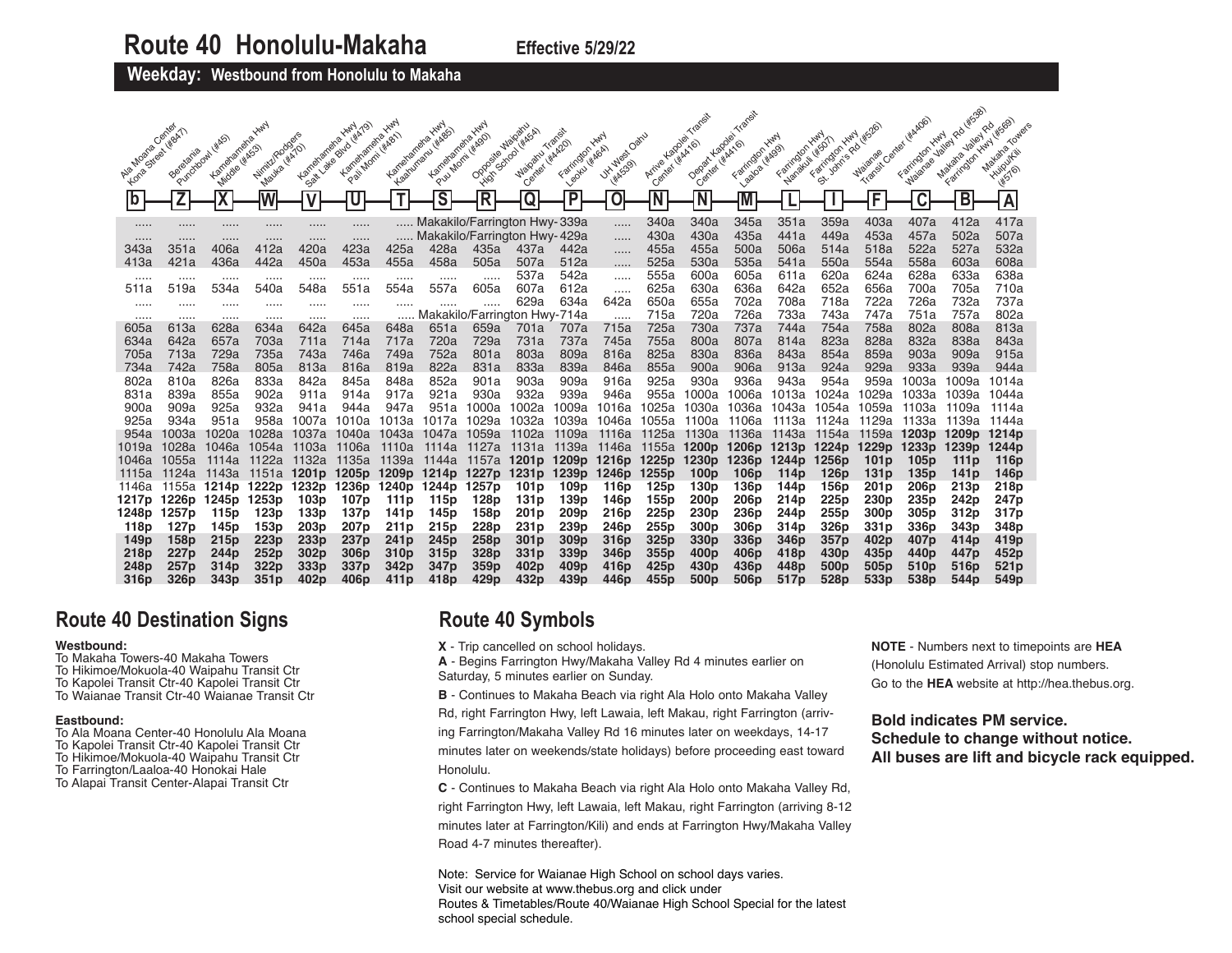# Route 40 Honolulu-Makaha

**Effective 5/29/22**

## Weekday: Westbound from Honolulu to Makaha

| b Ala Moana Center Kona Street (#847) | Z Beretania Punchbowl (#45) | X Kamehameha Hwy Middle (#453) | W Nimitz/Rodgers Mauka (#470) | V Kamehameha Hwy Salt Lake Blvd (#479) | U Kamehameha Hwy Pali Momi (#481) | T Kamehameha Hwy Kaahumanu (#485) | S Kamehameha Hwy Puu Momi (#490) | R Opposite Waipahu High School (#454) | Q Waipahu Transit Center (#4420) | P Farrington Hwy Leoku (#464) | O UH West Oahu (#4539) | N Arrive Kapolei Transit Center (#4416) | N Depart Kapolei Transit Center (#4416) | M Farrington Hwy Laaloa (#499) | L Farrington Hwy Nanakuli (#507) | I Farrington Hwy St. John's Rd (#526) | F Waianae Transit Center (#4406) | C Farrington Hwy Waianae Valley Rd (#538) | B Makaha Valley Rd Farrington Hwy (#569) | A Makaha Towers Huipu/Kili (#576) |
|---|---|---|---|---|---|---|---|---|---|---|---|---|---|---|---|---|---|---|---|---|
| ..... | ..... | ..... | ..... | ..... | ..... | ..... Makakilo/Farrington Hwy- | | | | 339a | ..... | 340a | 340a | 345a | 351a | 359a | 403a | 407a | 412a | 417a |
| ..... | ..... | ..... | ..... | ..... | ..... | ..... Makakilo/Farrington Hwy- | | | | 429a | ..... | 430a | 430a | 435a | 441a | 449a | 453a | 457a | 502a | 507a |
| 343a | 351a | 406a | 412a | 420a | 423a | 425a | 428a | 435a | 437a | 442a | ..... | 455a | 455a | 500a | 506a | 514a | 518a | 522a | 527a | 532a |
| 413a | 421a | 436a | 442a | 450a | 453a | 455a | 458a | 505a | 507a | 512a | ..... | 525a | 530a | 535a | 541a | 550a | 554a | 558a | 603a | 608a |
| ..... | ..... | ..... | ..... | ..... | ..... | ..... | ..... | ..... | 537a | 542a | ..... | 555a | 600a | 605a | 611a | 620a | 624a | 628a | 633a | 638a |
| 511a | 519a | 534a | 540a | 548a | 551a | 554a | 557a | 605a | 607a | 612a | ..... | 625a | 630a | 636a | 642a | 652a | 656a | 700a | 705a | 710a |
| ..... | ..... | ..... | ..... | ..... | ..... | ..... | ..... | ..... | 629a | 634a | 642a | 650a | 655a | 702a | 708a | 718a | 722a | 726a | 732a | 737a |
| ..... | ..... | ..... | ..... | ..... | ..... | ..... Makakilo/Farrington Hwy- | | | | 714a | ..... | 715a | 720a | 726a | 733a | 743a | 747a | 751a | 757a | 802a |
| 605a | 613a | 628a | 634a | 642a | 645a | 648a | 651a | 659a | 701a | 707a | 715a | 725a | 730a | 737a | 744a | 754a | 758a | 802a | 808a | 813a |
| 634a | 642a | 657a | 703a | 711a | 714a | 717a | 720a | 729a | 731a | 737a | 745a | 755a | 800a | 807a | 814a | 823a | 828a | 832a | 838a | 843a |
| 705a | 713a | 729a | 735a | 743a | 746a | 749a | 752a | 801a | 803a | 809a | 816a | 825a | 830a | 836a | 843a | 854a | 859a | 903a | 909a | 915a |
| 734a | 742a | 758a | 805a | 813a | 816a | 819a | 822a | 831a | 833a | 839a | 846a | 855a | 900a | 906a | 913a | 924a | 929a | 933a | 939a | 944a |
| 802a | 810a | 826a | 833a | 842a | 845a | 848a | 852a | 901a | 903a | 909a | 916a | 925a | 930a | 936a | 943a | 954a | 959a | 1003a | 1009a | 1014a |
| 831a | 839a | 855a | 902a | 911a | 914a | 917a | 921a | 930a | 932a | 939a | 946a | 955a | 1000a | 1006a | 1013a | 1024a | 1029a | 1033a | 1039a | 1044a |
| 900a | 909a | 925a | 932a | 941a | 944a | 947a | 951a | 1000a | 1002a | 1009a | 1016a | 1025a | 1030a | 1036a | 1043a | 1054a | 1059a | 1103a | 1109a | 1114a |
| 925a | 934a | 951a | 958a | 1007a | 1010a | 1013a | 1017a | 1029a | 1032a | 1039a | 1046a | 1055a | 1100a | 1106a | 1113a | 1124a | 1129a | 1133a | 1139a | 1144a |
| 954a | 1003a | 1020a | 1028a | 1037a | 1040a | 1043a | 1047a | 1059a | 1102a | 1109a | 1116a | 1125a | 1130a | 1136a | 1143a | 1154a | 1159a | **1203p** | **1209p** | **1214p** |
| 1019a | 1028a | 1046a | 1054a | 1103a | 1106a | 1110a | 1114a | 1127a | 1131a | 1139a | 1146a | 1155a | **1200p** | **1206p** | **1213p** | **1224p** | **1229p** | **1233p** | **1239p** | **1244p** |
| 1046a | 1055a | 1114a | 1122a | 1132a | 1135a | 1139a | 1144a | 1157a | **1201p** | **1209p** | **1216p** | **1225p** | **1230p** | **1236p** | **1244p** | **1256p** | **101p** | **105p** | **111p** | **116p** |
| 1115a | 1124a | 1143a | 1151a | **1201p** | **1205p** | **1209p** | **1214p** | **1227p** | **1231p** | **1239p** | **1246p** | **1255p** | **100p** | **106p** | **114p** | **126p** | **131p** | **135p** | **141p** | **146p** |
| 1146a | 1155a | **1214p** | **1222p** | **1232p** | **1236p** | **1240p** | **1244p** | **1257p** | **101p** | **109p** | **116p** | **125p** | **130p** | **136p** | **144p** | **156p** | **201p** | **206p** | **213p** | **218p** |
| **1217p** | **1226p** | **1245p** | **1253p** | **103p** | **107p** | **111p** | **115p** | **128p** | **131p** | **139p** | **146p** | **155p** | **200p** | **206p** | **214p** | **225p** | **230p** | **235p** | **242p** | **247p** |
| **1248p** | **1257p** | **115p** | **123p** | **133p** | **137p** | **141p** | **145p** | **158p** | **201p** | **209p** | **216p** | **225p** | **230p** | **236p** | **244p** | **255p** | **300p** | **305p** | **312p** | **317p** |
| **118p** | **127p** | **145p** | **153p** | **203p** | **207p** | **211p** | **215p** | **228p** | **231p** | **239p** | **246p** | **255p** | **300p** | **306p** | **314p** | **326p** | **331p** | **336p** | **343p** | **348p** |
| **149p** | **158p** | **215p** | **223p** | **233p** | **237p** | **241p** | **245p** | **258p** | **301p** | **309p** | **316p** | **325p** | **330p** | **336p** | **346p** | **357p** | **402p** | **407p** | **414p** | **419p** |
| **218p** | **227p** | **244p** | **252p** | **302p** | **306p** | **310p** | **315p** | **328p** | **331p** | **339p** | **346p** | **355p** | **400p** | **406p** | **418p** | **430p** | **435p** | **440p** | **447p** | **452p** |
| **248p** | **257p** | **314p** | **322p** | **333p** | **337p** | **342p** | **347p** | **359p** | **402p** | **409p** | **416p** | **425p** | **430p** | **436p** | **448p** | **500p** | **505p** | **510p** | **516p** | **521p** |
| **316p** | **326p** | **343p** | **351p** | **402p** | **406p** | **411p** | **418p** | **429p** | **432p** | **439p** | **446p** | **455p** | **500p** | **506p** | **517p** | **528p** | **533p** | **538p** | **544p** | **549p** |

## Route 40 Destination Signs

**Westbound:**

To Makaha Towers-40 Makaha Towers
To Hikimoe/Mokuola-40 Waipahu Transit Ctr
To Kapolei Transit Ctr-40 Kapolei Transit Ctr
To Waianae Transit Ctr-40 Waianae Transit Ctr

**Eastbound:**

To Ala Moana Center-40 Honolulu Ala Moana
To Kapolei Transit Ctr-40 Kapolei Transit Ctr
To Hikimoe/Mokuola-40 Waipahu Transit Ctr
To Farrington/Laaloa-40 Honokai Hale
To Alapai Transit Center-Alapai Transit Ctr

## Route 40 Symbols

**X** - Trip cancelled on school holidays.

**A** - Begins Farrington Hwy/Makaha Valley Rd 4 minutes earlier on Saturday, 5 minutes earlier on Sunday.

**B** - Continues to Makaha Beach via right Ala Holo onto Makaha Valley Rd, right Farrington Hwy, left Lawaia, left Makau, right Farrington (arriving Farrington/Makaha Valley Rd 16 minutes later on weekdays, 14-17 minutes later on weekends/state holidays) before proceeding east toward Honolulu.

**C** - Continues to Makaha Beach via right Ala Holo onto Makaha Valley Rd, right Farrington Hwy, left Lawaia, left Makau, right Farrington (arriving 8-12 minutes later at Farrington/Kili) and ends at Farrington Hwy/Makaha Valley Road 4-7 minutes thereafter).

Note: Service for Waianae High School on school days varies.
Visit our website at www.thebus.org and click under
Routes & Timetables/Route 40/Waianae High School Special for the latest school special schedule.

**NOTE** - Numbers next to timepoints are **HEA** (Honolulu Estimated Arrival) stop numbers. Go to the **HEA** website at http://hea.thebus.org.

**Bold indicates PM service.**
**Schedule to change without notice.**
**All buses are lift and bicycle rack equipped.**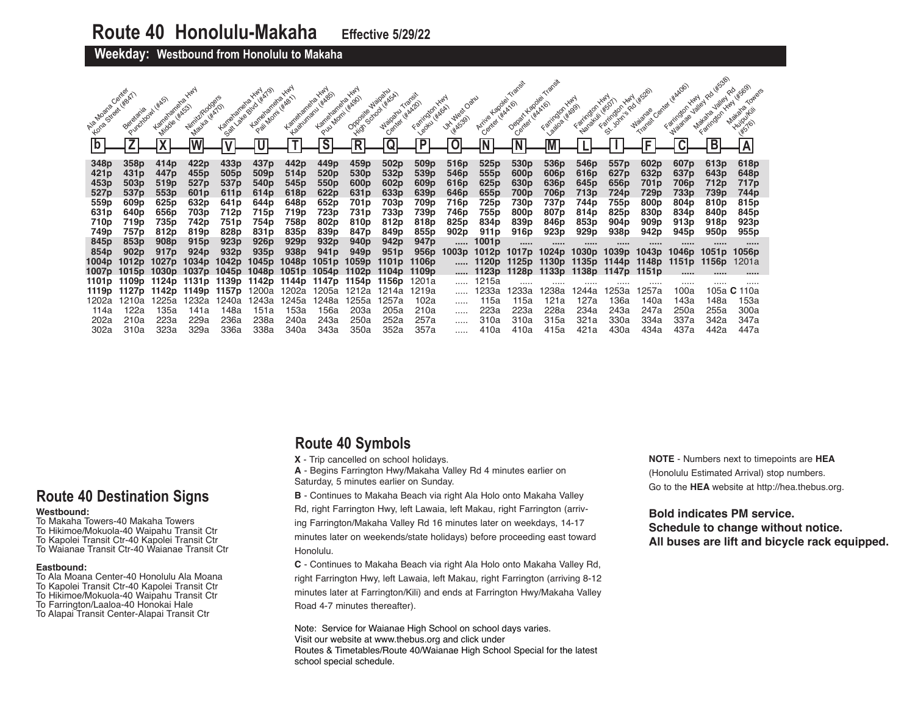# Route 40 Honolulu-Makaha **Effective 5/29/22**

## Weekday: Westbound from Honolulu to Makaha

| Ala Moana Center Kona Street (#847) b | Beretania Punchbowl (#45) Z | Kamehameha Hwy Middle (#453) X | Nimitz/Rodgers Mauka (#470) W | Kamehameha Hwy Salt Lake Blvd (#479) V | Kamehameha Hwy Pali Momi (#481) U | Kamehameha Hwy Kaahumanu (#485) T | Kamehameha Hwy Puu Momi (#490) S | Opposite Waipahu High School (#454) R | Waipahu Transit Center (#4420) Q | Farrington Hwy Leoku (#464) P | UH West Oahu (#4539) O | Arrive Kapolei Transit Center (#4416) N | Depart Kapolei Transit Center (#4416) N | Farrington Hwy Laaloa (#499) M | Farrington Hwy Nanakuli (#507) L | Farrington Hwy St. John's Rd (#526) I | Waianae Transit Center (#4406) F | Farrington Hwy Waianae Valley Rd (#538) C | Makaha Valley Rd Farrington Hwy (#569) B | Makaha Towers Huipu/Kili (#576) A |
|---|---|---|---|---|---|---|---|---|---|---|---|---|---|---|---|---|---|---|---|---|
| **348p** | **358p** | **414p** | **422p** | **433p** | **437p** | **442p** | **449p** | **459p** | **502p** | **509p** | **516p** | **525p** | **530p** | **536p** | **546p** | **557p** | **602p** | **607p** | **613p** | **618p** |
| **421p** | **431p** | **447p** | **455p** | **505p** | **509p** | **514p** | **520p** | **530p** | **532p** | **539p** | **546p** | **555p** | **600p** | **606p** | **616p** | **627p** | **632p** | **637p** | **643p** | **648p** |
| **453p** | **503p** | **519p** | **527p** | **537p** | **540p** | **545p** | **550p** | **600p** | **602p** | **609p** | **616p** | **625p** | **630p** | **636p** | **645p** | **656p** | **701p** | **706p** | **712p** | **717p** |
| **527p** | **537p** | **553p** | **601p** | **611p** | **614p** | **618p** | **622p** | **631p** | **633p** | **639p** | **646p** | **655p** | **700p** | **706p** | **713p** | **724p** | **729p** | **733p** | **739p** | **744p** |
| **559p** | **609p** | **625p** | **632p** | **641p** | **644p** | **648p** | **652p** | **701p** | **703p** | **709p** | **716p** | **725p** | **730p** | **737p** | **744p** | **755p** | **800p** | **804p** | **810p** | **815p** |
| **631p** | **640p** | **656p** | **703p** | **712p** | **715p** | **719p** | **723p** | **731p** | **733p** | **739p** | **746p** | **755p** | **800p** | **807p** | **814p** | **825p** | **830p** | **834p** | **840p** | **845p** |
| **710p** | **719p** | **735p** | **742p** | **751p** | **754p** | **758p** | **802p** | **810p** | **812p** | **818p** | **825p** | **834p** | **839p** | **846p** | **853p** | **904p** | **909p** | **913p** | **918p** | **923p** |
| **749p** | **757p** | **812p** | **819p** | **828p** | **831p** | **835p** | **839p** | **847p** | **849p** | **855p** | **902p** | **911p** | **916p** | **923p** | **929p** | **938p** | **942p** | **945p** | **950p** | **955p** |
| **845p** | **853p** | **908p** | **915p** | **923p** | **926p** | **929p** | **932p** | **940p** | **942p** | **947p** | ..... | **1001p** | ..... | ..... | ..... | ..... | ..... | ..... | ..... | ..... |
| **854p** | **902p** | **917p** | **924p** | **932p** | **935p** | **938p** | **941p** | **949p** | **951p** | **956p** | **1003p** | **1012p** | **1017p** | **1024p** | **1030p** | **1039p** | **1043p** | **1046p** | **1051p** | **1056p** |
| **1004p** | **1012p** | **1027p** | **1034p** | **1042p** | **1045p** | **1048p** | **1051p** | **1059p** | **1101p** | **1106p** | ..... | **1120p** | **1125p** | **1130p** | **1135p** | **1144p** | **1148p** | **1151p** | **1156p** | 1201a |
| **1007p** | **1015p** | **1030p** | **1037p** | **1045p** | **1048p** | **1051p** | **1054p** | **1102p** | **1104p** | **1109p** | ..... | **1123p** | **1128p** | **1133p** | **1138p** | **1147p** | **1151p** | ..... | ..... | ..... |
| **1101p** | **1109p** | **1124p** | **1131p** | **1139p** | **1142p** | **1144p** | **1147p** | **1154p** | **1156p** | 1201a | ..... | 1215a | ..... | ..... | ..... | ..... | ..... | ..... | ..... | ..... |
| **1119p** | **1127p** | **1142p** | **1149p** | **1157p** | 1200a | 1202a | 1205a | 1212a | 1214a | 1219a | ..... | 1233a | 1233a | 1238a | 1244a | 1253a | 1257a | 100a | 105a | **C** 110a |
| 1202a | 1210a | 1225a | 1232a | 1240a | 1243a | 1245a | 1248a | 1255a | 1257a | 102a | ..... | 115a | 115a | 121a | 127a | 136a | 140a | 143a | 148a | 153a |
| 114a | 122a | 135a | 141a | 148a | 151a | 153a | 156a | 203a | 205a | 210a | ..... | 223a | 223a | 228a | 234a | 243a | 247a | 250a | 255a | 300a |
| 202a | 210a | 223a | 229a | 236a | 238a | 240a | 243a | 250a | 252a | 257a | ..... | 310a | 310a | 315a | 321a | 330a | 334a | 337a | 342a | 347a |
| 302a | 310a | 323a | 329a | 336a | 338a | 340a | 343a | 350a | 352a | 357a | ..... | 410a | 410a | 415a | 421a | 430a | 434a | 437a | 442a | 447a |

## Route 40 Destination Signs

**Westbound:**
To Makaha Towers-40 Makaha Towers
To Hikimoe/Mokuola-40 Waipahu Transit Ctr
To Kapolei Transit Ctr-40 Kapolei Transit Ctr
To Waianae Transit Ctr-40 Waianae Transit Ctr

**Eastbound:**
To Ala Moana Center-40 Honolulu Ala Moana
To Kapolei Transit Ctr-40 Kapolei Transit Ctr
To Hikimoe/Mokuola-40 Waipahu Transit Ctr
To Farrington/Laaloa-40 Honokai Hale
To Alapai Transit Center-Alapai Transit Ctr

## Route 40 Symbols

**X** - Trip cancelled on school holidays.

**A** - Begins Farrington Hwy/Makaha Valley Rd 4 minutes earlier on Saturday, 5 minutes earlier on Sunday.

**B** - Continues to Makaha Beach via right Ala Holo onto Makaha Valley Rd, right Farrington Hwy, left Lawaia, left Makau, right Farrington (arriving Farrington/Makaha Valley Rd 16 minutes later on weekdays, 14-17 minutes later on weekends/state holidays) before proceeding east toward Honolulu.

**C** - Continues to Makaha Beach via right Ala Holo onto Makaha Valley Rd, right Farrington Hwy, left Lawaia, left Makau, right Farrington (arriving 8-12 minutes later at Farrington/Kili) and ends at Farrington Hwy/Makaha Valley Road 4-7 minutes thereafter).

Note: Service for Waianae High School on school days varies.
Visit our website at www.thebus.org and click under
Routes & Timetables/Route 40/Waianae High School Special for the latest school special schedule.

**NOTE** - Numbers next to timepoints are **HEA** (Honolulu Estimated Arrival) stop numbers. Go to the **HEA** website at http://hea.thebus.org.

**Bold indicates PM service.**
**Schedule to change without notice.**
**All buses are lift and bicycle rack equipped.**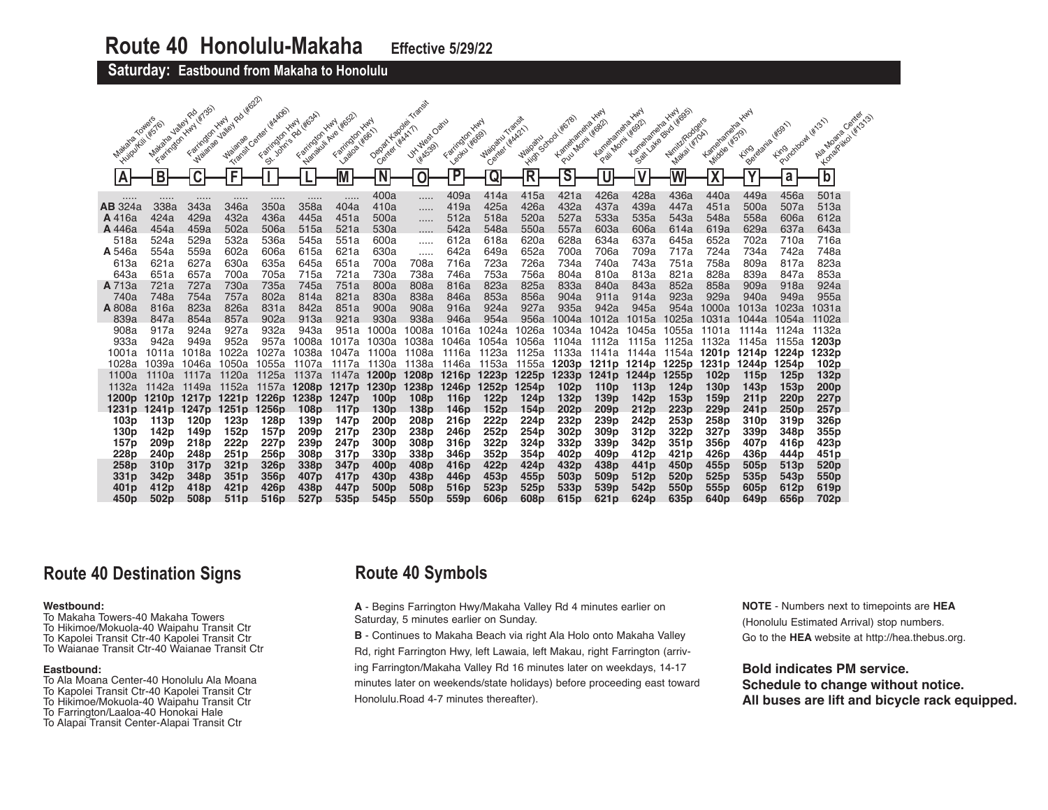# Route 40 Honolulu-Makaha **Effective 5/29/22**

## Saturday: Eastbound from Makaha to Honolulu

| A Makaha Towers Huipu/Kili (#576) | B Makaha Valley Rd Farrington Hwy (#735) | C Farrington Hwy Waianae Valley Rd (#622) | F Waianae Transit Center (#4406) | I Farrington Hwy St. John's Rd (#634) | L Farrington Hwy Nanakuli Ave (#652) | M Farrington Hwy Laaloa (#661) | N Depart Kapolei Transit Center (#4417) | O UH West Oahu (#4539) | P Farrington Hwy Leoku (#669) | Q Waipahu Transit Center (#4421) | R Waipahu High School (#678) | S Kamehameha Hwy Puu Momi (#682) | U Kamehameha Hwy Pali Momi (#692) | V Kamehameha Hwy Salt Lake Blvd (#695) | W Nimitz/Rodgers Makai (#704) | X Kamehameha Hwy Middle (#579) | Y King Beretania (#591) | a King Punchbowl (#131) | b Ala Moana Center Kona/Piikoi (#1313) |
|---|---|---|---|---|---|---|---|---|---|---|---|---|---|---|---|---|---|---|---|
| ..... | ..... | ..... | ..... | ..... | ..... | ..... | 400a | ..... | 409a | 414a | 415a | 421a | 426a | 428a | 436a | 440a | 449a | 456a | 501a |
| AB 324a | 338a | 343a | 346a | 350a | 358a | 404a | 410a | ..... | 419a | 425a | 426a | 432a | 437a | 439a | 447a | 451a | 500a | 507a | 513a |
| A 416a | 424a | 429a | 432a | 436a | 445a | 451a | 500a | ..... | 512a | 518a | 520a | 527a | 533a | 535a | 543a | 548a | 558a | 606a | 612a |
| A 446a | 454a | 459a | 502a | 506a | 515a | 521a | 530a | ..... | 542a | 548a | 550a | 557a | 603a | 606a | 614a | 619a | 629a | 637a | 643a |
| 518a | 524a | 529a | 532a | 536a | 545a | 551a | 600a | ..... | 612a | 618a | 620a | 628a | 634a | 637a | 645a | 652a | 702a | 710a | 716a |
| A 546a | 554a | 559a | 602a | 606a | 615a | 621a | 630a | ..... | 642a | 649a | 652a | 700a | 706a | 709a | 717a | 724a | 734a | 742a | 748a |
| 613a | 621a | 627a | 630a | 635a | 645a | 651a | 700a | 708a | 716a | 723a | 726a | 734a | 740a | 743a | 751a | 758a | 809a | 817a | 823a |
| 643a | 651a | 657a | 700a | 705a | 715a | 721a | 730a | 738a | 746a | 753a | 756a | 804a | 810a | 813a | 821a | 828a | 839a | 847a | 853a |
| A 713a | 721a | 727a | 730a | 735a | 745a | 751a | 800a | 808a | 816a | 823a | 825a | 833a | 840a | 843a | 852a | 858a | 909a | 918a | 924a |
| 740a | 748a | 754a | 757a | 802a | 814a | 821a | 830a | 838a | 846a | 853a | 856a | 904a | 911a | 914a | 923a | 929a | 940a | 949a | 955a |
| A 808a | 816a | 823a | 826a | 831a | 842a | 851a | 900a | 908a | 916a | 924a | 927a | 935a | 942a | 945a | 954a | 1000a | 1013a | 1023a | 1031a |
| 839a | 847a | 854a | 857a | 902a | 913a | 921a | 930a | 938a | 946a | 954a | 956a | 1004a | 1012a | 1015a | 1025a | 1031a | 1044a | 1054a | 1102a |
| 908a | 917a | 924a | 927a | 932a | 943a | 951a | 1000a | 1008a | 1016a | 1024a | 1026a | 1034a | 1042a | 1045a | 1055a | 1101a | 1114a | 1124a | 1132a |
| 933a | 942a | 949a | 952a | 957a | 1008a | 1017a | 1030a | 1038a | 1046a | 1054a | 1056a | 1104a | 1112a | 1115a | 1125a | 1132a | 1145a | 1155a | **1203p** |
| 1001a | 1011a | 1018a | 1022a | 1027a | 1038a | 1047a | 1100a | 1108a | 1116a | 1123a | 1125a | 1133a | 1141a | 1144a | 1154a | **1201p** | **1214p** | **1224p** | **1232p** |
| 1028a | 1039a | 1046a | 1050a | 1055a | 1107a | 1117a | 1130a | 1138a | 1146a | 1153a | 1155a | **1203p** | **1211p** | **1214p** | **1225p** | **1231p** | **1244p** | **1254p** | **102p** |
| 1100a | 1110a | 1117a | 1120a | 1125a | 1137a | 1147a | **1200p** | **1208p** | **1216p** | **1223p** | **1225p** | **1233p** | **1241p** | **1244p** | **1255p** | **102p** | **115p** | **125p** | **132p** |
| 1132a | 1142a | 1149a | 1152a | 1157a | **1208p** | **1217p** | **1230p** | **1238p** | **1246p** | **1252p** | **1254p** | **102p** | **110p** | **113p** | **124p** | **130p** | **143p** | **153p** | **200p** |
| **1200p** | **1210p** | **1217p** | **1221p** | **1226p** | **1238p** | **1247p** | **100p** | **108p** | **116p** | **122p** | **124p** | **132p** | **139p** | **142p** | **153p** | **159p** | **211p** | **220p** | **227p** |
| **1231p** | **1241p** | **1247p** | **1251p** | **1256p** | **108p** | **117p** | **130p** | **138p** | **146p** | **152p** | **154p** | **202p** | **209p** | **212p** | **223p** | **229p** | **241p** | **250p** | **257p** |
| **103p** | **113p** | **120p** | **123p** | **128p** | **139p** | **147p** | **200p** | **208p** | **216p** | **222p** | **224p** | **232p** | **239p** | **242p** | **253p** | **258p** | **310p** | **319p** | **326p** |
| **130p** | **142p** | **149p** | **152p** | **157p** | **209p** | **217p** | **230p** | **238p** | **246p** | **252p** | **254p** | **302p** | **309p** | **312p** | **322p** | **327p** | **339p** | **348p** | **355p** |
| **157p** | **209p** | **218p** | **222p** | **227p** | **239p** | **247p** | **300p** | **308p** | **316p** | **322p** | **324p** | **332p** | **339p** | **342p** | **351p** | **356p** | **407p** | **416p** | **423p** |
| **228p** | **240p** | **248p** | **251p** | **256p** | **308p** | **317p** | **330p** | **338p** | **346p** | **352p** | **354p** | **402p** | **409p** | **412p** | **421p** | **426p** | **436p** | **444p** | **451p** |
| **258p** | **310p** | **317p** | **321p** | **326p** | **338p** | **347p** | **400p** | **408p** | **416p** | **422p** | **424p** | **432p** | **438p** | **441p** | **450p** | **455p** | **505p** | **513p** | **520p** |
| **331p** | **342p** | **348p** | **351p** | **356p** | **407p** | **417p** | **430p** | **438p** | **446p** | **453p** | **455p** | **503p** | **509p** | **512p** | **520p** | **525p** | **535p** | **543p** | **550p** |
| **401p** | **412p** | **418p** | **421p** | **426p** | **438p** | **447p** | **500p** | **508p** | **516p** | **523p** | **525p** | **533p** | **539p** | **542p** | **550p** | **555p** | **605p** | **612p** | **619p** |
| **450p** | **502p** | **508p** | **511p** | **516p** | **527p** | **535p** | **545p** | **550p** | **559p** | **606p** | **608p** | **615p** | **621p** | **624p** | **635p** | **640p** | **649p** | **656p** | **702p** |

## Route 40 Destination Signs

**Westbound:**
To Makaha Towers-40 Makaha Towers
To Hikimoe/Mokuola-40 Waipahu Transit Ctr
To Kapolei Transit Ctr-40 Kapolei Transit Ctr
To Waianae Transit Ctr-40 Waianae Transit Ctr

**Eastbound:**
To Ala Moana Center-40 Honolulu Ala Moana
To Kapolei Transit Ctr-40 Kapolei Transit Ctr
To Hikimoe/Mokuola-40 Waipahu Transit Ctr
To Farrington/Laaloa-40 Honokai Hale
To Alapai Transit Center-Alapai Transit Ctr

## Route 40 Symbols

**A** - Begins Farrington Hwy/Makaha Valley Rd 4 minutes earlier on Saturday, 5 minutes earlier on Sunday.

**B** - Continues to Makaha Beach via right Ala Holo onto Makaha Valley Rd, right Farrington Hwy, left Lawaia, left Makau, right Farrington (arriving Farrington/Makaha Valley Rd 16 minutes later on weekdays, 14-17 minutes later on weekends/state holidays) before proceeding east toward Honolulu.Road 4-7 minutes thereafter).

**NOTE** - Numbers next to timepoints are **HEA** (Honolulu Estimated Arrival) stop numbers. Go to the **HEA** website at http://hea.thebus.org.

**Bold indicates PM service.**
**Schedule to change without notice.**
**All buses are lift and bicycle rack equipped.**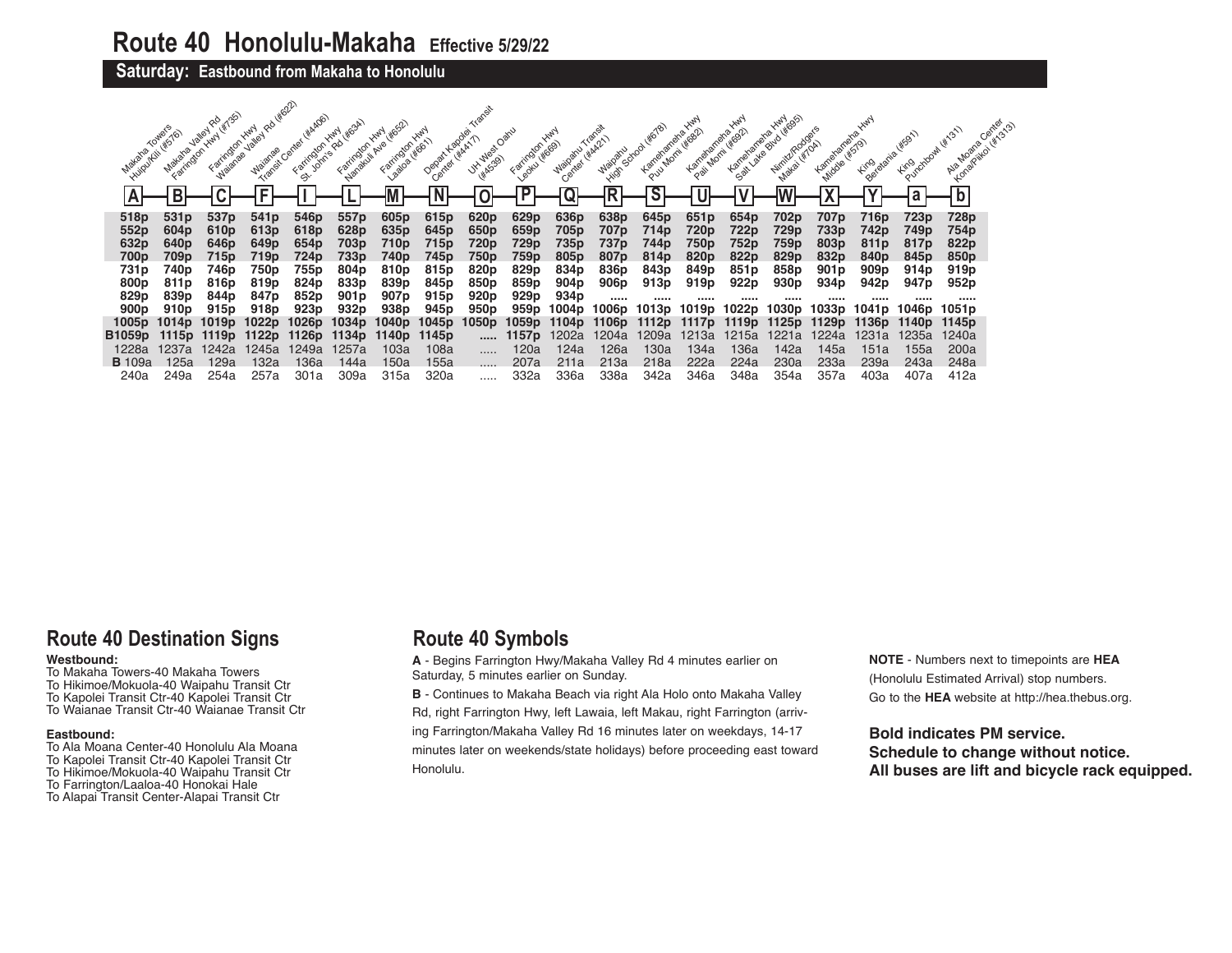# Route 40 Honolulu-Makaha Effective 5/29/22

## Saturday: Eastbound from Makaha to Honolulu

| A | B | C | F | I | L | M | N | O | P | Q | R | S | U | V | W | X | Y | a | b |
|---|---|---|---|---|---|---|---|---|---|---|---|---|---|---|---|---|---|---|---|
| Makaha Towers Huipu/Kili (#576) | Makaha Valley Rd Farrington Hwy (#735) | Farrington Hwy Waianae Valley Rd (#622) | Waianae Transit Center (#4406) | Farrington Hwy St. John's Rd (#634) | Farrington Hwy Nanakuli Ave (#652) | Farrington Hwy Laaloa (#661) | Depart Kapolei Transit Center (#4417) | UH West Oahu (#4539) | Farrington Hwy Leoku (#669) | Waipahu Transit Center (#4421) | Waipahu High School (#678) | Kamehameha Hwy Puu Momi (#682) | Kamehameha Hwy Pali Momi (#692) | Kamehameha Hwy Salt Lake Blvd (#695) | Nimitz/Rodgers Makai (#704) | Kamehameha Hwy Middle (#579) | King Beretania (#591) | King Punchbowl (#131) | Ala Moana Center Kona/Piikoi (#1313) |
| **518p** | **531p** | **537p** | **541p** | **546p** | **557p** | **605p** | **615p** | **620p** | **629p** | **636p** | **638p** | **645p** | **651p** | **654p** | **702p** | **707p** | **716p** | **723p** | **728p** |
| **552p** | **604p** | **610p** | **613p** | **618p** | **628p** | **635p** | **645p** | **650p** | **659p** | **705p** | **707p** | **714p** | **720p** | **722p** | **729p** | **733p** | **742p** | **749p** | **754p** |
| **632p** | **640p** | **646p** | **649p** | **654p** | **703p** | **710p** | **715p** | **720p** | **729p** | **735p** | **737p** | **744p** | **750p** | **752p** | **759p** | **803p** | **811p** | **817p** | **822p** |
| **700p** | **709p** | **715p** | **719p** | **724p** | **733p** | **740p** | **745p** | **750p** | **759p** | **805p** | **807p** | **814p** | **820p** | **822p** | **829p** | **832p** | **840p** | **845p** | **850p** |
| **731p** | **740p** | **746p** | **750p** | **755p** | **804p** | **810p** | **815p** | **820p** | **829p** | **834p** | **836p** | **843p** | **849p** | **851p** | **858p** | **901p** | **909p** | **914p** | **919p** |
| **800p** | **811p** | **816p** | **819p** | **824p** | **833p** | **839p** | **845p** | **850p** | **859p** | **904p** | **906p** | **913p** | **919p** | **922p** | **930p** | **934p** | **942p** | **947p** | **952p** |
| **829p** | **839p** | **844p** | **847p** | **852p** | **901p** | **907p** | **915p** | **920p** | **929p** | **934p** | ..... | ..... | ..... | ..... | ..... | ..... | ..... | ..... | ..... |
| **900p** | **910p** | **915p** | **918p** | **923p** | **932p** | **938p** | **945p** | **950p** | **959p** | **1004p** | **1006p** | **1013p** | **1019p** | **1022p** | **1030p** | **1033p** | **1041p** | **1046p** | **1051p** |
| **1005p** | **1014p** | **1019p** | **1022p** | **1026p** | **1034p** | **1040p** | **1045p** | **1050p** | **1059p** | **1104p** | **1106p** | **1112p** | **1117p** | **1119p** | **1125p** | **1129p** | **1136p** | **1140p** | **1145p** |
| **B1059p** | **1115p** | **1119p** | **1122p** | **1126p** | **1134p** | **1140p** | **1145p** | ..... | **1157p** | 1202a | 1204a | 1209a | 1213a | 1215a | 1221a | 1224a | 1231a | 1235a | 1240a |
| 1228a | 1237a | 1242a | 1245a | 1249a | 1257a | 103a | 108a | ..... | 120a | 124a | 126a | 130a | 134a | 136a | 142a | 145a | 151a | 155a | 200a |
| **B** 109a | 125a | 129a | 132a | 136a | 144a | 150a | 155a | ..... | 207a | 211a | 213a | 218a | 222a | 224a | 230a | 233a | 239a | 243a | 248a |
| 240a | 249a | 254a | 257a | 301a | 309a | 315a | 320a | ..... | 332a | 336a | 338a | 342a | 346a | 348a | 354a | 357a | 403a | 407a | 412a |

## Route 40 Destination Signs

**Westbound:**

To Makaha Towers-40 Makaha Towers
To Hikimoe/Mokuola-40 Waipahu Transit Ctr
To Kapolei Transit Ctr-40 Kapolei Transit Ctr
To Waianae Transit Ctr-40 Waianae Transit Ctr

**Eastbound:**

To Ala Moana Center-40 Honolulu Ala Moana
To Kapolei Transit Ctr-40 Kapolei Transit Ctr
To Hikimoe/Mokuola-40 Waipahu Transit Ctr
To Farrington/Laaloa-40 Honokai Hale
To Alapai Transit Center-Alapai Transit Ctr

## Route 40 Symbols

**A** - Begins Farrington Hwy/Makaha Valley Rd 4 minutes earlier on Saturday, 5 minutes earlier on Sunday.

**B** - Continues to Makaha Beach via right Ala Holo onto Makaha Valley Rd, right Farrington Hwy, left Lawaia, left Makau, right Farrington (arriving Farrington/Makaha Valley Rd 16 minutes later on weekdays, 14-17 minutes later on weekends/state holidays) before proceeding east toward Honolulu.

**NOTE** - Numbers next to timepoints are **HEA** (Honolulu Estimated Arrival) stop numbers. Go to the **HEA** website at http://hea.thebus.org.

**Bold indicates PM service.**
**Schedule to change without notice.**
**All buses are lift and bicycle rack equipped.**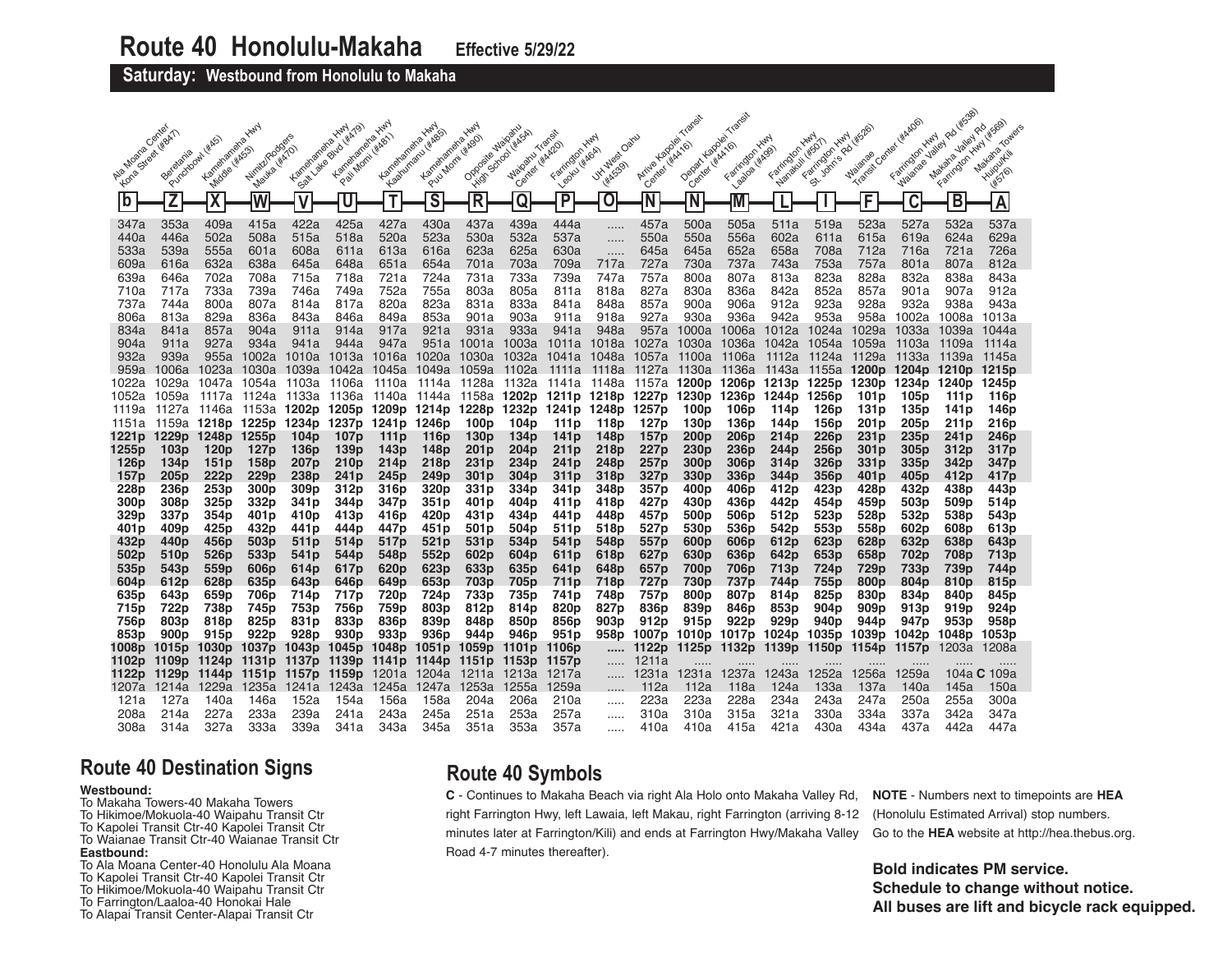# Route 40 Honolulu-Makaha **Effective 5/29/22**

## Saturday: Westbound from Honolulu to Makaha

| Ala Moana Center Kona Street (#847) | Beretania Punchbowl (#45) | Kamehameha Hwy Middle (#453) | Nimitz/Rodgers Mauka (#470) | Kamehameha Hwy Salt Lake Blvd (#479) | Kamehameha Hwy Pali Momi (#481) | Kamehameha Hwy Kaahumanu (#485) | Kamehameha Hwy Puu Momi (#490) | Opposite Waipahu High School (#454) | Waipahu Transit Center (#4420) | Farrington Hwy Leoku (#464) | UH West Oahu (#4539) | Arrive Kapolei Transit Center (#4416) | Depart Kapolei Transit Center (#4416) | Farrington Hwy Laaloa (#499) | Farrington Hwy Nanakuli (#507) | Farrington Hwy St. John's Rd (#526) | Waianae Transit Center (#4406) | Farrington Hwy Waianae Valley Rd (#538) | Makaha Valley Rd Farrington Hwy (#569) | Makaha Towers Huipu/Kili (#576) |
|---|---|---|---|---|---|---|---|---|---|---|---|---|---|---|---|---|---|---|---|---|
| b | Z | X | W | V | U | T | S | R | Q | P | O | N | N | M | L | I | F | C | B | A |
| 347a | 353a | 409a | 415a | 422a | 425a | 427a | 430a | 437a | 439a | 444a | ..... | 457a | 500a | 505a | 511a | 519a | 523a | 527a | 532a | 537a |
| 440a | 446a | 502a | 508a | 515a | 518a | 520a | 523a | 530a | 532a | 537a | ..... | 550a | 550a | 556a | 602a | 611a | 615a | 619a | 624a | 629a |
| 533a | 539a | 555a | 601a | 608a | 611a | 613a | 616a | 623a | 625a | 630a | ..... | 645a | 645a | 652a | 658a | 708a | 712a | 716a | 721a | 726a |
| 609a | 616a | 632a | 638a | 645a | 648a | 651a | 654a | 701a | 703a | 709a | 717a | 727a | 730a | 737a | 743a | 753a | 757a | 801a | 807a | 812a |
| 639a | 646a | 702a | 708a | 715a | 718a | 721a | 724a | 731a | 733a | 739a | 747a | 757a | 800a | 807a | 813a | 823a | 828a | 832a | 838a | 843a |
| 710a | 717a | 733a | 739a | 746a | 749a | 752a | 755a | 803a | 805a | 811a | 818a | 827a | 830a | 836a | 842a | 852a | 857a | 901a | 907a | 912a |
| 737a | 744a | 800a | 807a | 814a | 817a | 820a | 823a | 831a | 833a | 841a | 848a | 857a | 900a | 906a | 912a | 923a | 928a | 932a | 938a | 943a |
| 806a | 813a | 829a | 836a | 843a | 846a | 849a | 853a | 901a | 903a | 911a | 918a | 927a | 930a | 936a | 942a | 953a | 958a | 1002a | 1008a | 1013a |
| 834a | 841a | 857a | 904a | 911a | 914a | 917a | 921a | 931a | 933a | 941a | 948a | 957a | 1000a | 1006a | 1012a | 1024a | 1029a | 1033a | 1039a | 1044a |
| 904a | 911a | 927a | 934a | 941a | 944a | 947a | 951a | 1001a | 1003a | 1011a | 1018a | 1027a | 1030a | 1036a | 1042a | 1054a | 1059a | 1103a | 1109a | 1114a |
| 932a | 939a | 955a | 1002a | 1010a | 1013a | 1016a | 1020a | 1030a | 1032a | 1041a | 1048a | 1057a | 1100a | 1106a | 1112a | 1124a | 1129a | 1133a | 1139a | 1145a |
| 959a | 1006a | 1023a | 1030a | 1039a | 1042a | 1045a | 1049a | 1059a | 1102a | 1111a | 1118a | 1127a | 1130a | 1136a | 1143a | 1155a | **1200p** | **1204p** | **1210p** | **1215p** |
| 1022a | 1029a | 1047a | 1054a | 1103a | 1106a | 1110a | 1114a | 1128a | 1132a | 1141a | 1148a | 1157a | **1200p** | **1206p** | **1213p** | **1225p** | **1230p** | **1234p** | **1240p** | **1245p** |
| 1052a | 1059a | 1117a | 1124a | 1133a | 1136a | 1140a | 1144a | 1158a | **1202p** | **1211p** | **1218p** | **1227p** | **1230p** | **1236p** | **1244p** | **1256p** | **101p** | **105p** | **111p** | **116p** |
| 1119a | 1127a | 1146a | 1153a | **1202p** | **1205p** | **1209p** | **1214p** | **1228p** | **1232p** | **1241p** | **1248p** | **1257p** | **100p** | **106p** | **114p** | **126p** | **131p** | **135p** | **141p** | **146p** |
| 1151a | 1159a | **1218p** | **1225p** | **1234p** | **1237p** | **1241p** | **1246p** | **100p** | **104p** | **111p** | **118p** | **127p** | **130p** | **136p** | **144p** | **156p** | **201p** | **205p** | **211p** | **216p** |
| **1221p** | **1229p** | **1248p** | **1255p** | **104p** | **107p** | **111p** | **116p** | **130p** | **134p** | **141p** | **148p** | **157p** | **200p** | **206p** | **214p** | **226p** | **231p** | **235p** | **241p** | **246p** |
| **1255p** | **103p** | **120p** | **127p** | **136p** | **139p** | **143p** | **148p** | **201p** | **204p** | **211p** | **218p** | **227p** | **230p** | **236p** | **244p** | **256p** | **301p** | **305p** | **312p** | **317p** |
| **126p** | **134p** | **151p** | **158p** | **207p** | **210p** | **214p** | **218p** | **231p** | **234p** | **241p** | **248p** | **257p** | **300p** | **306p** | **314p** | **326p** | **331p** | **335p** | **342p** | **347p** |
| **157p** | **205p** | **222p** | **229p** | **238p** | **241p** | **245p** | **249p** | **301p** | **304p** | **311p** | **318p** | **327p** | **330p** | **336p** | **344p** | **356p** | **401p** | **405p** | **412p** | **417p** |
| **228p** | **236p** | **253p** | **300p** | **309p** | **312p** | **316p** | **320p** | **331p** | **334p** | **341p** | **348p** | **357p** | **400p** | **406p** | **412p** | **423p** | **428p** | **432p** | **438p** | **443p** |
| **300p** | **308p** | **325p** | **332p** | **341p** | **344p** | **347p** | **351p** | **401p** | **404p** | **411p** | **418p** | **427p** | **430p** | **436p** | **442p** | **454p** | **459p** | **503p** | **509p** | **514p** |
| **329p** | **337p** | **354p** | **401p** | **410p** | **413p** | **416p** | **420p** | **431p** | **434p** | **441p** | **448p** | **457p** | **500p** | **506p** | **512p** | **523p** | **528p** | **532p** | **538p** | **543p** |
| **401p** | **409p** | **425p** | **432p** | **441p** | **444p** | **447p** | **451p** | **501p** | **504p** | **511p** | **518p** | **527p** | **530p** | **536p** | **542p** | **553p** | **558p** | **602p** | **608p** | **613p** |
| **432p** | **440p** | **456p** | **503p** | **511p** | **514p** | **517p** | **521p** | **531p** | **534p** | **541p** | **548p** | **557p** | **600p** | **606p** | **612p** | **623p** | **628p** | **632p** | **638p** | **643p** |
| **502p** | **510p** | **526p** | **533p** | **541p** | **544p** | **548p** | **552p** | **602p** | **604p** | **611p** | **618p** | **627p** | **630p** | **636p** | **642p** | **653p** | **658p** | **702p** | **708p** | **713p** |
| **535p** | **543p** | **559p** | **606p** | **614p** | **617p** | **620p** | **623p** | **633p** | **635p** | **641p** | **648p** | **657p** | **700p** | **706p** | **713p** | **724p** | **729p** | **733p** | **739p** | **744p** |
| **604p** | **612p** | **628p** | **635p** | **643p** | **646p** | **649p** | **653p** | **703p** | **705p** | **711p** | **718p** | **727p** | **730p** | **737p** | **744p** | **755p** | **800p** | **804p** | **810p** | **815p** |
| **635p** | **643p** | **659p** | **706p** | **714p** | **717p** | **720p** | **724p** | **733p** | **735p** | **741p** | **748p** | **757p** | **800p** | **807p** | **814p** | **825p** | **830p** | **834p** | **840p** | **845p** |
| **715p** | **722p** | **738p** | **745p** | **753p** | **756p** | **759p** | **803p** | **812p** | **814p** | **820p** | **827p** | **836p** | **839p** | **846p** | **853p** | **904p** | **909p** | **913p** | **919p** | **924p** |
| **756p** | **803p** | **818p** | **825p** | **831p** | **833p** | **836p** | **839p** | **848p** | **850p** | **856p** | **903p** | **912p** | **915p** | **922p** | **929p** | **940p** | **944p** | **947p** | **953p** | **958p** |
| **853p** | **900p** | **915p** | **922p** | **928p** | **930p** | **933p** | **936p** | **944p** | **946p** | **951p** | **958p** | **1007p** | **1010p** | **1017p** | **1024p** | **1035p** | **1039p** | **1042p** | **1048p** | **1053p** |
| **1008p** | **1015p** | **1030p** | **1037p** | **1043p** | **1045p** | **1048p** | **1051p** | **1059p** | **1101p** | **1106p** | ..... | **1122p** | **1125p** | **1132p** | **1139p** | **1150p** | **1154p** | **1157p** | 1203a | 1208a |
| **1102p** | **1109p** | **1124p** | **1131p** | **1137p** | **1139p** | **1141p** | **1144p** | **1151p** | **1153p** | **1157p** | ..... | 1211a | ..... | ..... | ..... | ..... | ..... | ..... | ..... | ..... |
| **1122p** | **1129p** | **1144p** | **1151p** | **1157p** | **1159p** | 1201a | 1204a | 1211a | 1213a | 1217a | ..... | 1231a | 1231a | 1237a | 1243a | 1252a | 1256a | 1259a | 104a **C** | 109a |
| 1207a | 1214a | 1229a | 1235a | 1241a | 1243a | 1245a | 1247a | 1253a | 1255a | 1259a | ..... | 112a | 112a | 118a | 124a | 133a | 137a | 140a | 145a | 150a |
| 121a | 127a | 140a | 146a | 152a | 154a | 156a | 158a | 204a | 206a | 210a | ..... | 223a | 223a | 228a | 234a | 243a | 247a | 250a | 255a | 300a |
| 208a | 214a | 227a | 233a | 239a | 241a | 243a | 245a | 251a | 253a | 257a | ..... | 310a | 310a | 315a | 321a | 330a | 334a | 337a | 342a | 347a |
| 308a | 314a | 327a | 333a | 339a | 341a | 343a | 345a | 351a | 353a | 357a | ..... | 410a | 410a | 415a | 421a | 430a | 434a | 437a | 442a | 447a |

## Route 40 Destination Signs

**Westbound:**

To Makaha Towers-40 Makaha Towers
To Hikimoe/Mokuola-40 Waipahu Transit Ctr
To Kapolei Transit Ctr-40 Kapolei Transit Ctr
To Waianae Transit Ctr-40 Waianae Transit Ctr

**Eastbound:**

To Ala Moana Center-40 Honolulu Ala Moana
To Kapolei Transit Ctr-40 Kapolei Transit Ctr
To Hikimoe/Mokuola-40 Waipahu Transit Ctr
To Farrington/Laaloa-40 Honokai Hale
To Alapai Transit Center-Alapai Transit Ctr

## Route 40 Symbols

**C** - Continues to Makaha Beach via right Ala Holo onto Makaha Valley Rd, right Farrington Hwy, left Lawaia, left Makau, right Farrington (arriving 8-12 minutes later at Farrington/Kili) and ends at Farrington Hwy/Makaha Valley Road 4-7 minutes thereafter).

**NOTE** - Numbers next to timepoints are **HEA** (Honolulu Estimated Arrival) stop numbers. Go to the **HEA** website at http://hea.thebus.org.

**Bold indicates PM service.**
**Schedule to change without notice.**
**All buses are lift and bicycle rack equipped.**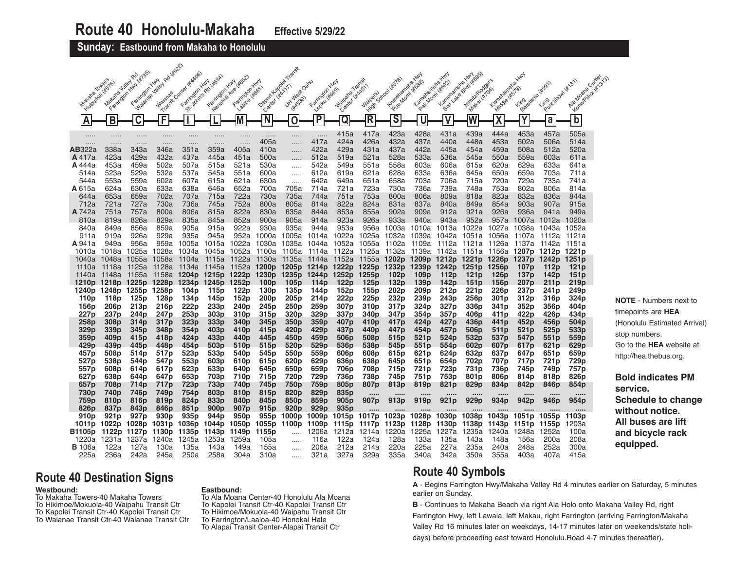# Route 40 Honolulu-Makaha Effective 5/29/22

## Sunday: Eastbound from Makaha to Honolulu

| A Makaha Towers Huipu/Kili (#576) | B Makaha Valley Rd Farrington Hwy (#735) | C Farrington Hwy Waianae Valley Rd (#622) | F Waianae Transit Center (#4406) | I Farrington Hwy St. John's Rd (#634) | L Farrington Hwy Nanakuli Ave (#652) | M Farrington Hwy Laaloa (#661) | N Depart Kapolei Transit Center (#4417) | O UH West Oahu (#4539) | P Farrington Hwy Leoku (#669) | Q Waipahu Transit Center (#4421) | R Waipahu High School (#678) | S Kamehameha Hwy Puu Momi (#682) | U Kamehameha Hwy Pali Momi (#692) | V Kamehameha Hwy Salt Lake Blvd (#695) | W Nimitz/Rodgers Makai (#704) | X Kamehameha Hwy Middle (#579) | Y King Beretania (#591) | a King Punchbowl (#131) | b Ala Moana Center Kona/Piikoi (#1313) |
|---|---|---|---|---|---|---|---|---|---|---|---|---|---|---|---|---|---|---|---|
| ..... | ..... | ..... | ..... | ..... | ..... | ..... | ..... | ..... | ..... | 415a | 417a | 423a | 428a | 431a | 439a | 444a | 453a | 457a | 505a |
| ..... | ..... | ..... | ..... | ..... | ..... | ..... | 405a | ..... | 417a | 424a | 426a | 432a | 437a | 440a | 448a | 453a | 502a | 506a | 514a |
| AB322a | 338a | 343a | 346a | 351a | 359a | 405a | 410a | ..... | 422a | 429a | 431a | 437a | 442a | 445a | 454a | 459a | 508a | 512a | 520a |
| A 417a | 423a | 429a | 432a | 437a | 445a | 451a | 500a | ..... | 512a | 519a | 521a | 528a | 533a | 536a | 545a | 550a | 559a | 603a | 611a |
| A 444a | 453a | 459a | 502a | 507a | 515a | 521a | 530a | ..... | 542a | 549a | 551a | 558a | 603a | 606a | 615a | 620a | 629a | 633a | 641a |
| 514a | 523a | 529a | 532a | 537a | 545a | 551a | 600a | ..... | 612a | 619a | 621a | 628a | 633a | 636a | 645a | 650a | 659a | 703a | 711a |
| 544a | 553a | 559a | 602a | 607a | 615a | 621a | 630a | ..... | 642a | 649a | 651a | 658a | 703a | 706a | 715a | 720a | 729a | 733a | 741a |
| A 615a | 624a | 630a | 633a | 638a | 646a | 652a | 700a | 705a | 714a | 721a | 723a | 730a | 736a | 739a | 748a | 753a | 802a | 806a | 814a |
| 644a | 653a | 659a | 702a | 707a | 715a | 722a | 730a | 735a | 744a | 751a | 753a | 800a | 806a | 809a | 818a | 823a | 832a | 836a | 844a |
| 712a | 721a | 727a | 730a | 736a | 745a | 752a | 800a | 805a | 814a | 822a | 824a | 831a | 837a | 840a | 849a | 854a | 903a | 907a | 915a |
| A 742a | 751a | 757a | 800a | 806a | 815a | 822a | 830a | 835a | 844a | 853a | 855a | 902a | 909a | 912a | 921a | 926a | 936a | 941a | 949a |
| 810a | 819a | 826a | 829a | 835a | 845a | 852a | 900a | 905a | 914a | 923a | 926a | 933a | 940a | 943a | 952a | 957a | 1007a | 1012a | 1020a |
| 840a | 849a | 856a | 859a | 905a | 915a | 922a | 930a | 935a | 944a | 953a | 956a | 1003a | 1010a | 1013a | 1022a | 1027a | 1038a | 1043a | 1052a |
| 911a | 919a | 926a | 929a | 935a | 945a | 952a | 1000a | 1005a | 1014a | 1022a | 1025a | 1032a | 1039a | 1042a | 1051a | 1056a | 1107a | 1112a | 1121a |
| A 941a | 949a | 956a | 959a | 1005a | 1015a | 1022a | 1030a | 1035a | 1044a | 1052a | 1055a | 1102a | 1109a | 1112a | 1121a | 1126a | 1137a | 1142a | 1151a |
| 1010a | 1018a | 1025a | 1028a | 1034a | 1045a | 1052a | 1100a | 1105a | 1114a | 1122a | 1125a | 1132a | 1139a | 1142a | 1151a | 1156a | **1207p** | **1212p** | **1221p** |
| 1040a | 1048a | 1055a | 1058a | 1104a | 1115a | 1122a | 1130a | 1135a | 1144a | 1152a | 1155a | **1202p** | **1209p** | **1212p** | **1221p** | **1226p** | **1237p** | **1242p** | **1251p** |
| 1110a | 1118a | 1125a | 1128a | 1134a | 1145a | 1152a | **1200p** | **1205p** | **1214p** | **1222p** | **1225p** | **1232p** | **1239p** | **1242p** | **1251p** | **1256p** | **107p** | **112p** | **121p** |
| 1140a | 1148a | 1155a | 1158a | **1204p** | **1215p** | **1222p** | **1230p** | **1235p** | **1244p** | **1252p** | **1255p** | **102p** | **109p** | **112p** | **121p** | **126p** | **137p** | **142p** | **151p** |
| **1210p** | **1218p** | **1225p** | **1228p** | **1234p** | **1245p** | **1252p** | **100p** | **105p** | **114p** | **122p** | **125p** | **132p** | **139p** | **142p** | **151p** | **156p** | **207p** | **211p** | **219p** |
| **1240p** | **1248p** | **1255p** | **1258p** | **104p** | **115p** | **122p** | **130p** | **135p** | **144p** | **152p** | **155p** | **202p** | **209p** | **212p** | **221p** | **226p** | **237p** | **241p** | **249p** |
| **110p** | **118p** | **125p** | **128p** | **134p** | **145p** | **152p** | **200p** | **205p** | **214p** | **222p** | **225p** | **232p** | **239p** | **243p** | **256p** | **301p** | **312p** | **316p** | **324p** |
| **156p** | **206p** | **213p** | **216p** | **222p** | **233p** | **240p** | **245p** | **250p** | **259p** | **307p** | **310p** | **317p** | **324p** | **327p** | **336p** | **341p** | **352p** | **356p** | **404p** |
| **227p** | **237p** | **244p** | **247p** | **253p** | **303p** | **310p** | **315p** | **320p** | **329p** | **337p** | **340p** | **347p** | **354p** | **357p** | **406p** | **411p** | **422p** | **426p** | **434p** |
| **258p** | **308p** | **314p** | **317p** | **323p** | **333p** | **340p** | **345p** | **350p** | **359p** | **407p** | **410p** | **417p** | **424p** | **427p** | **436p** | **441p** | **452p** | **456p** | **504p** |
| **329p** | **339p** | **345p** | **348p** | **354p** | **403p** | **410p** | **415p** | **420p** | **429p** | **437p** | **440p** | **447p** | **454p** | **457p** | **506p** | **511p** | **521p** | **525p** | **533p** |
| **359p** | **409p** | **415p** | **418p** | **424p** | **433p** | **440p** | **445p** | **450p** | **459p** | **506p** | **508p** | **515p** | **521p** | **524p** | **532p** | **537p** | **547p** | **551p** | **559p** |
| **429p** | **439p** | **445p** | **448p** | **454p** | **503p** | **510p** | **515p** | **520p** | **529p** | **536p** | **538p** | **545p** | **551p** | **554p** | **602p** | **607p** | **617p** | **621p** | **629p** |
| **457p** | **508p** | **514p** | **517p** | **523p** | **533p** | **540p** | **545p** | **550p** | **559p** | **606p** | **608p** | **615p** | **621p** | **624p** | **632p** | **637p** | **647p** | **651p** | **659p** |
| **527p** | **538p** | **544p** | **547p** | **553p** | **603p** | **610p** | **615p** | **620p** | **629p** | **636p** | **638p** | **645p** | **651p** | **654p** | **702p** | **707p** | **717p** | **721p** | **729p** |
| **557p** | **608p** | **614p** | **617p** | **623p** | **633p** | **640p** | **645p** | **650p** | **659p** | **706p** | **708p** | **715p** | **721p** | **723p** | **731p** | **736p** | **745p** | **749p** | **757p** |
| **627p** | **638p** | **644p** | **647p** | **653p** | **703p** | **710p** | **715p** | **720p** | **729p** | **736p** | **738p** | **745p** | **751p** | **753p** | **801p** | **806p** | **814p** | **818p** | **826p** |
| **657p** | **708p** | **714p** | **717p** | **723p** | **733p** | **740p** | **745p** | **750p** | **759p** | **805p** | **807p** | **813p** | **819p** | **821p** | **829p** | **834p** | **842p** | **846p** | **854p** |
| **730p** | **740p** | **746p** | **749p** | **754p** | **803p** | **810p** | **815p** | **820p** | **829p** | **835p** | ..... | ..... | ..... | ..... | ..... | ..... | ..... | ..... | ..... |
| **759p** | **810p** | **816p** | **819p** | **824p** | **833p** | **840p** | **845p** | **850p** | **859p** | **905p** | **907p** | **913p** | **919p** | **921p** | **929p** | **934p** | **942p** | **946p** | **954p** |
| **826p** | **837p** | **843p** | **846p** | **851p** | **900p** | **907p** | **915p** | **920p** | **929p** | **935p** | ..... | ..... | ..... | ..... | ..... | ..... | ..... | ..... | ..... |
| **910p** | **921p** | **927p** | **930p** | **935p** | **944p** | **950p** | **955p** | **1000p** | **1009p** | **1015p** | **1017p** | **1023p** | **1028p** | **1030p** | **1038p** | **1043p** | **1051p** | **1055p** | **1103p** |
| **1011p** | **1022p** | **1028p** | **1031p** | **1036p** | **1044p** | **1050p** | **1055p** | **1100p** | **1109p** | **1115p** | **1117p** | **1123p** | **1128p** | **1130p** | **1138p** | **1143p** | **1151p** | **1155p** | 1203a |
| **B1105p** | **1122p** | **1127p** | **1130p** | **1135p** | **1143p** | **1149p** | **1155p** | ..... | 1206a | 1212a | 1214a | 1220a | 1225a | 1227a | 1235a | 1240a | 1248a | 1252a | 100a |
| 1220a | 1231a | 1237a | 1240a | 1245a | 1253a | 1259a | 105a | ..... | 116a | 122a | 124a | 128a | 133a | 135a | 143a | 148a | 156a | 200a | 208a |
| B 106a | 122a | 127a | 130a | 135a | 143a | 149a | 155a | ..... | 206a | 212a | 214a | 220a | 225a | 227a | 235a | 240a | 248a | 252a | 300a |
| 225a | 236a | 242a | 245a | 250a | 258a | 304a | 310a | ..... | 321a | 327a | 329a | 335a | 340a | 342a | 350a | 355a | 403a | 407a | 415a |

**NOTE** - Numbers next to timepoints are **HEA** (Honolulu Estimated Arrival) stop numbers. Go to the **HEA** website at http://hea.thebus.org.

**Bold indicates PM service.**
**Schedule to change without notice.**
**All buses are lift and bicycle rack equipped.**

## Route 40 Destination Signs

**Westbound:**
To Makaha Towers-40 Makaha Towers
To Hikimoe/Mokuola-40 Waipahu Transit Ctr
To Kapolei Transit Ctr-40 Kapolei Transit Ctr
To Waianae Transit Ctr-40 Waianae Transit Ctr

**Eastbound:**
To Ala Moana Center-40 Honolulu Ala Moana
To Kapolei Transit Ctr-40 Kapolei Transit Ctr
To Hikimoe/Mokuola-40 Waipahu Transit Ctr
To Farrington/Laaloa-40 Honokai Hale
To Alapai Transit Center-Alapai Transit Ctr

## Route 40 Symbols

**A** - Begins Farrington Hwy/Makaha Valley Rd 4 minutes earlier on Saturday, 5 minutes earlier on Sunday.

**B** - Continues to Makaha Beach via right Ala Holo onto Makaha Valley Rd, right Farrington Hwy, left Lawaia, left Makau, right Farrington (arriving Farrington/Makaha Valley Rd 16 minutes later on weekdays, 14-17 minutes later on weekends/state holidays) before proceeding east toward Honolulu.Road 4-7 minutes thereafter).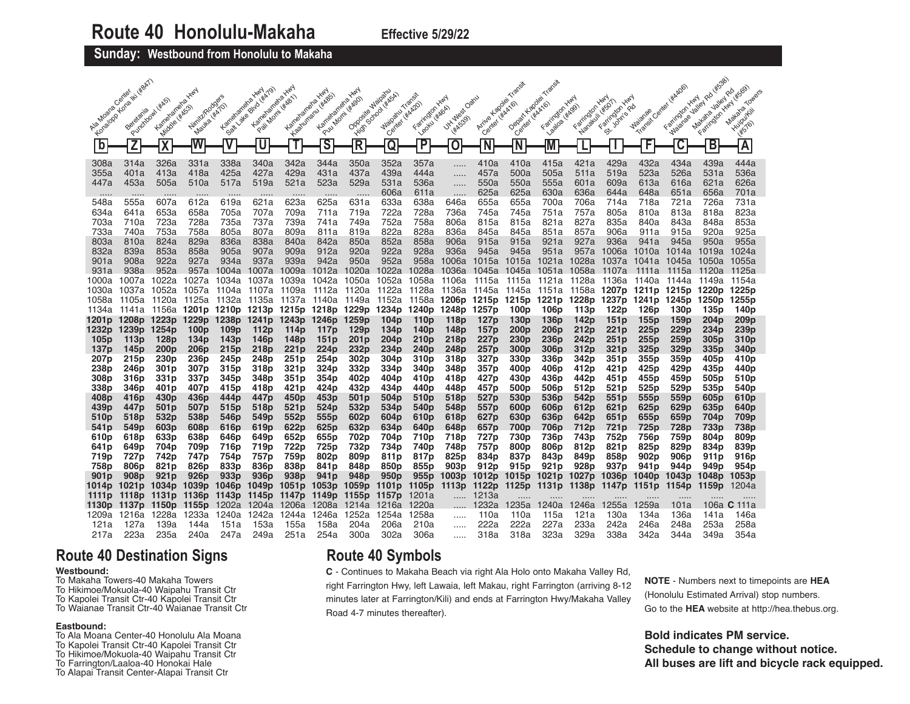# Route 40 Honolulu-Makaha

**Effective 5/29/22**

## Sunday: Westbound from Honolulu to Makaha

| b | Z | X | W | V | U | T | S | R | Q | P | O | N | N | M | L | I | F | C | B | A |
|---|---|---|---|---|---|---|---|---|---|---|---|---|---|---|---|---|---|---|---|---|
| Ala Moana Center Kona/opp Kona Iki (#847) | Beretania Punchbowl (#45) | Kamehameha Hwy Middle (#453) | Nimitz/Rodgers Mauka (#470) | Kamehameha Hwy Salt Lake Blvd (#479) | Kamehameha Hwy Pali Momi (#481) | Kamehameha Hwy Kaahumanu (#485) | Kamehameha Hwy Puu Momi (#490) | Opposite Waipahu High School (#454) | Waipahu Transit Center (#4420) | Farrington Hwy Leoku (#464) | UH West Oahu (#4539) | Arrive Kapolei Transit Center (#4416) | Depart Kapolei Transit Center (#4416) | Farrington Hwy Laaloa (#499) | Farrington Hwy Nanakuli (#507) | Farrington Hwy St. John's Rd | Waianae Transit Center (#4406) | Farrington Hwy Waianae Valley Rd (#538) | Makaha Valley Rd Farrington Hwy (#569) | Makaha Towers Huipu/Kili (#576) |
| 308a | 314a | 326a | 331a | 338a | 340a | 342a | 344a | 350a | 352a | 357a | ..... | 410a | 410a | 415a | 421a | 429a | 432a | 434a | 439a | 444a |
| 355a | 401a | 413a | 418a | 425a | 427a | 429a | 431a | 437a | 439a | 444a | ..... | 457a | 500a | 505a | 511a | 519a | 523a | 526a | 531a | 536a |
| 447a | 453a | 505a | 510a | 517a | 519a | 521a | 523a | 529a | 531a | 536a | ..... | 550a | 550a | 555a | 601a | 609a | 613a | 616a | 621a | 626a |
| ..... | ..... | ..... | ..... | ..... | ..... | ..... | ..... | ..... | 606a | 611a | ..... | 625a | 625a | 630a | 636a | 644a | 648a | 651a | 656a | 701a |
| 548a | 555a | 607a | 612a | 619a | 621a | 623a | 625a | 631a | 633a | 638a | 646a | 655a | 655a | 700a | 706a | 714a | 718a | 721a | 726a | 731a |
| 634a | 641a | 653a | 658a | 705a | 707a | 709a | 711a | 719a | 722a | 728a | 736a | 745a | 745a | 751a | 757a | 805a | 810a | 813a | 818a | 823a |
| 703a | 710a | 723a | 728a | 735a | 737a | 739a | 741a | 749a | 752a | 758a | 806a | 815a | 815a | 821a | 827a | 835a | 840a | 843a | 848a | 853a |
| 733a | 740a | 753a | 758a | 805a | 807a | 809a | 811a | 819a | 822a | 828a | 836a | 845a | 845a | 851a | 857a | 906a | 911a | 915a | 920a | 925a |
| 803a | 810a | 824a | 829a | 836a | 838a | 840a | 842a | 850a | 852a | 858a | 906a | 915a | 915a | 921a | 927a | 936a | 941a | 945a | 950a | 955a |
| 832a | 839a | 853a | 858a | 905a | 907a | 909a | 912a | 920a | 922a | 928a | 936a | 945a | 945a | 951a | 957a | 1006a | 1010a | 1014a | 1019a | 1024a |
| 901a | 908a | 922a | 927a | 934a | 937a | 939a | 942a | 950a | 952a | 958a | 1006a | 1015a | 1015a | 1021a | 1028a | 1037a | 1041a | 1045a | 1050a | 1055a |
| 931a | 938a | 952a | 957a | 1004a | 1007a | 1009a | 1012a | 1020a | 1022a | 1028a | 1036a | 1045a | 1045a | 1051a | 1058a | 1107a | 1111a | 1115a | 1120a | 1125a |
| 1000a | 1007a | 1022a | 1027a | 1034a | 1037a | 1039a | 1042a | 1050a | 1052a | 1058a | 1106a | 1115a | 1115a | 1121a | 1128a | 1136a | 1140a | 1144a | 1149a | 1154a |
| 1030a | 1037a | 1052a | 1057a | 1104a | 1107a | 1109a | 1112a | 1120a | 1122a | 1128a | 1136a | 1145a | 1145a | 1151a | 1158a | **1207p** | **1211p** | **1215p** | **1220p** | **1225p** |
| 1058a | 1105a | 1120a | 1125a | 1132a | 1135a | 1137a | 1140a | 1149a | 1152a | 1158a | **1206p** | **1215p** | **1215p** | **1221p** | **1228p** | **1237p** | **1241p** | **1245p** | **1250p** | **1255p** |
| 1134a | 1141a | 1156a | **1201p** | **1210p** | **1213p** | **1215p** | **1218p** | **1229p** | **1234p** | **1240p** | **1248p** | **1257p** | **100p** | **106p** | **113p** | **122p** | **126p** | **130p** | **135p** | **140p** |
| **1201p** | **1208p** | **1223p** | **1229p** | **1238p** | **1241p** | **1243p** | **1246p** | **1259p** | **104p** | **110p** | **118p** | **127p** | **130p** | **136p** | **142p** | **151p** | **155p** | **159p** | **204p** | **209p** |
| **1232p** | **1239p** | **1254p** | **100p** | **109p** | **112p** | **114p** | **117p** | **129p** | **134p** | **140p** | **148p** | **157p** | **200p** | **206p** | **212p** | **221p** | **225p** | **229p** | **234p** | **239p** |
| **105p** | **113p** | **128p** | **134p** | **143p** | **146p** | **148p** | **151p** | **201p** | **204p** | **210p** | **218p** | **227p** | **230p** | **236p** | **242p** | **251p** | **255p** | **259p** | **305p** | **310p** |
| **137p** | **145p** | **200p** | **206p** | **215p** | **218p** | **221p** | **224p** | **232p** | **234p** | **240p** | **248p** | **257p** | **300p** | **306p** | **312p** | **321p** | **325p** | **329p** | **335p** | **340p** |
| **207p** | **215p** | **230p** | **236p** | **245p** | **248p** | **251p** | **254p** | **302p** | **304p** | **310p** | **318p** | **327p** | **330p** | **336p** | **342p** | **351p** | **355p** | **359p** | **405p** | **410p** |
| **238p** | **246p** | **301p** | **307p** | **315p** | **318p** | **321p** | **324p** | **332p** | **334p** | **340p** | **348p** | **357p** | **400p** | **406p** | **412p** | **421p** | **425p** | **429p** | **435p** | **440p** |
| **308p** | **316p** | **331p** | **337p** | **345p** | **348p** | **351p** | **354p** | **402p** | **404p** | **410p** | **418p** | **427p** | **430p** | **436p** | **442p** | **451p** | **455p** | **459p** | **505p** | **510p** |
| **338p** | **346p** | **401p** | **407p** | **415p** | **418p** | **421p** | **424p** | **432p** | **434p** | **440p** | **448p** | **457p** | **500p** | **506p** | **512p** | **521p** | **525p** | **529p** | **535p** | **540p** |
| **408p** | **416p** | **430p** | **436p** | **444p** | **447p** | **450p** | **453p** | **501p** | **504p** | **510p** | **518p** | **527p** | **530p** | **536p** | **542p** | **551p** | **555p** | **559p** | **605p** | **610p** |
| **439p** | **447p** | **501p** | **507p** | **515p** | **518p** | **521p** | **524p** | **532p** | **534p** | **540p** | **548p** | **557p** | **600p** | **606p** | **612p** | **621p** | **625p** | **629p** | **635p** | **640p** |
| **510p** | **518p** | **532p** | **538p** | **546p** | **549p** | **552p** | **555p** | **602p** | **604p** | **610p** | **618p** | **627p** | **630p** | **636p** | **642p** | **651p** | **655p** | **659p** | **704p** | **709p** |
| **541p** | **549p** | **603p** | **608p** | **616p** | **619p** | **622p** | **625p** | **632p** | **634p** | **640p** | **648p** | **657p** | **700p** | **706p** | **712p** | **721p** | **725p** | **728p** | **733p** | **738p** |
| **610p** | **618p** | **633p** | **638p** | **646p** | **649p** | **652p** | **655p** | **702p** | **704p** | **710p** | **718p** | **727p** | **730p** | **736p** | **743p** | **752p** | **756p** | **759p** | **804p** | **809p** |
| **641p** | **649p** | **704p** | **709p** | **716p** | **719p** | **722p** | **725p** | **732p** | **734p** | **740p** | **748p** | **757p** | **800p** | **806p** | **812p** | **821p** | **825p** | **829p** | **834p** | **839p** |
| **719p** | **727p** | **742p** | **747p** | **754p** | **757p** | **759p** | **802p** | **809p** | **811p** | **817p** | **825p** | **834p** | **837p** | **843p** | **849p** | **858p** | **902p** | **906p** | **911p** | **916p** |
| **758p** | **806p** | **821p** | **826p** | **833p** | **836p** | **838p** | **841p** | **848p** | **850p** | **855p** | **903p** | **912p** | **915p** | **921p** | **928p** | **937p** | **941p** | **944p** | **949p** | **954p** |
| **901p** | **908p** | **921p** | **926p** | **933p** | **936p** | **938p** | **941p** | **948p** | **950p** | **955p** | **1003p** | **1012p** | **1015p** | **1021p** | **1027p** | **1036p** | **1040p** | **1043p** | **1048p** | **1053p** |
| **1014p** | **1021p** | **1034p** | **1039p** | **1046p** | **1049p** | **1051p** | **1053p** | **1059p** | **1101p** | **1105p** | **1113p** | **1122p** | **1125p** | **1131p** | **1138p** | **1147p** | **1151p** | **1154p** | **1159p** | 1204a |
| **1111p** | **1118p** | **1131p** | **1136p** | **1143p** | **1145p** | **1147p** | **1149p** | **1155p** | **1157p** | 1201a | ..... | 1213a | ..... | ..... | ..... | ..... | ..... | ..... | ..... | ..... |
| **1130p** | **1137p** | **1150p** | **1155p** | 1202a | 1204a | 1206a | 1208a | 1214a | 1216a | 1220a | ..... | 1232a | 1235a | 1240a | 1246a | 1255a | 1259a | 101a | 106a **C** | 111a |
| 1209a | 1216a | 1228a | 1233a | 1240a | 1242a | 1244a | 1246a | 1252a | 1254a | 1258a | ..... | 110a | 110a | 115a | 121a | 130a | 134a | 136a | 141a | 146a |
| 121a | 127a | 139a | 144a | 151a | 153a | 155a | 158a | 204a | 206a | 210a | ..... | 222a | 222a | 227a | 233a | 242a | 246a | 248a | 253a | 258a |
| 217a | 223a | 235a | 240a | 247a | 249a | 251a | 254a | 300a | 302a | 306a | ..... | 318a | 318a | 323a | 329a | 338a | 342a | 344a | 349a | 354a |

## Route 40 Destination Signs

**Westbound:**

To Makaha Towers-40 Makaha Towers
To Hikimoe/Mokuola-40 Waipahu Transit Ctr
To Kapolei Transit Ctr-40 Kapolei Transit Ctr
To Waianae Transit Ctr-40 Waianae Transit Ctr

**Eastbound:**

To Ala Moana Center-40 Honolulu Ala Moana
To Kapolei Transit Ctr-40 Kapolei Transit Ctr
To Hikimoe/Mokuola-40 Waipahu Transit Ctr
To Farrington/Laaloa-40 Honokai Hale
To Alapai Transit Center-Alapai Transit Ctr

## Route 40 Symbols

**C** - Continues to Makaha Beach via right Ala Holo onto Makaha Valley Rd, right Farrington Hwy, left Lawaia, left Makau, right Farrington (arriving 8-12 minutes later at Farrington/Kili) and ends at Farrington Hwy/Makaha Valley Road 4-7 minutes thereafter).

**NOTE** - Numbers next to timepoints are **HEA** (Honolulu Estimated Arrival) stop numbers. Go to the **HEA** website at http://hea.thebus.org.

**Bold indicates PM service.**
**Schedule to change without notice.**
**All buses are lift and bicycle rack equipped.**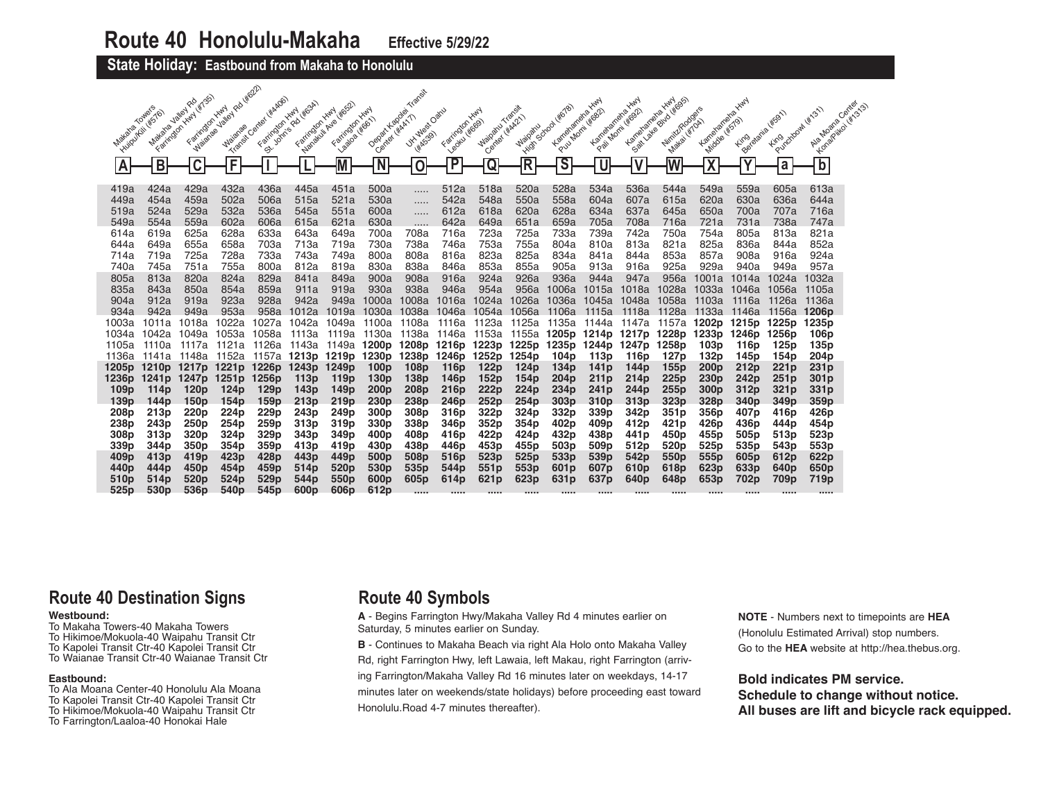# Route 40 Honolulu-Makaha **Effective 5/29/22**

## State Holiday: Eastbound from Makaha to Honolulu

| A Makaha Towers Huipu/Kili (#576) | B Makaha Valley Rd Farrington Hwy (#735) | C Farrington Hwy Waianae Valley Rd (#622) | F Waianae Transit Center (#4406) | I Farrington Hwy St. John's Rd (#634) | L Farrington Hwy Nanakuli Ave (#652) | M Farrington Hwy Laaloa (#661) | N Depart Kapolei Transit Center (#4417) | O UH West Oahu (#4539) | P Farrington Hwy Leoku (#669) | Q Waipahu Transit Center (#4421) | R Waipahu High School (#678) | S Kamehameha Hwy Puu Momi (#682) | U Kamehameha Hwy Pali Momi (#692) | V Kamehameha Hwy Salt Lake Blvd (#695) | W Nimitz/Rodgers Makai (#704) | X Kamehameha Hwy Middle (#579) | Y King Beretania (#591) | a King Punchbowl (#131) | b Ala Moana Center Kona/Pikoi (#1313) |
|---|---|---|---|---|---|---|---|---|---|---|---|---|---|---|---|---|---|---|---|
| 419a | 424a | 429a | 432a | 436a | 445a | 451a | 500a | ..... | 512a | 518a | 520a | 528a | 534a | 536a | 544a | 549a | 559a | 605a | 613a |
| 449a | 454a | 459a | 502a | 506a | 515a | 521a | 530a | ..... | 542a | 548a | 550a | 558a | 604a | 607a | 615a | 620a | 630a | 636a | 644a |
| 519a | 524a | 529a | 532a | 536a | 545a | 551a | 600a | ..... | 612a | 618a | 620a | 628a | 634a | 637a | 645a | 650a | 700a | 707a | 716a |
| 549a | 554a | 559a | 602a | 606a | 615a | 621a | 630a | ..... | 642a | 649a | 651a | 659a | 705a | 708a | 716a | 721a | 731a | 738a | 747a |
| 614a | 619a | 625a | 628a | 633a | 643a | 649a | 700a | 708a | 716a | 723a | 725a | 733a | 739a | 742a | 750a | 754a | 805a | 813a | 821a |
| 644a | 649a | 655a | 658a | 703a | 713a | 719a | 730a | 738a | 746a | 753a | 755a | 804a | 810a | 813a | 821a | 825a | 836a | 844a | 852a |
| 714a | 719a | 725a | 728a | 733a | 743a | 749a | 800a | 808a | 816a | 823a | 825a | 834a | 841a | 844a | 853a | 857a | 908a | 916a | 924a |
| 740a | 745a | 751a | 755a | 800a | 812a | 819a | 830a | 838a | 846a | 853a | 855a | 905a | 913a | 916a | 925a | 929a | 940a | 949a | 957a |
| 805a | 813a | 820a | 824a | 829a | 841a | 849a | 900a | 908a | 916a | 924a | 926a | 936a | 944a | 947a | 956a | 1001a | 1014a | 1024a | 1032a |
| 835a | 843a | 850a | 854a | 859a | 911a | 919a | 930a | 938a | 946a | 954a | 956a | 1006a | 1015a | 1018a | 1028a | 1033a | 1046a | 1056a | 1105a |
| 904a | 912a | 919a | 923a | 928a | 942a | 949a | 1000a | 1008a | 1016a | 1024a | 1026a | 1036a | 1045a | 1048a | 1058a | 1103a | 1116a | 1126a | 1136a |
| 934a | 942a | 949a | 953a | 958a | 1012a | 1019a | 1030a | 1038a | 1046a | 1054a | 1056a | 1106a | 1115a | 1118a | 1128a | 1133a | 1146a | 1156a | **1206p** |
| 1003a | 1011a | 1018a | 1022a | 1027a | 1042a | 1049a | 1100a | 1108a | 1116a | 1123a | 1125a | 1135a | 1144a | 1147a | 1157a | **1202p** | **1215p** | **1225p** | **1235p** |
| 1034a | 1042a | 1049a | 1053a | 1058a | 1113a | 1119a | 1130a | 1138a | 1146a | 1153a | 1155a | **1205p** | **1214p** | **1217p** | **1228p** | **1233p** | **1246p** | **1256p** | **106p** |
| 1105a | 1110a | 1117a | 1121a | 1126a | 1143a | 1149a | **1200p** | **1208p** | **1216p** | **1223p** | **1225p** | **1235p** | **1244p** | **1247p** | **1258p** | **103p** | **116p** | **125p** | **135p** |
| 1136a | 1141a | 1148a | 1152a | 1157a | **1213p** | **1219p** | **1230p** | **1238p** | **1246p** | **1252p** | **1254p** | **104p** | **113p** | **116p** | **127p** | **132p** | **145p** | **154p** | **204p** |
| **1205p** | **1210p** | **1217p** | **1221p** | **1226p** | **1243p** | **1249p** | **100p** | **108p** | **116p** | **122p** | **124p** | **134p** | **141p** | **144p** | **155p** | **200p** | **212p** | **221p** | **231p** |
| **1236p** | **1241p** | **1247p** | **1251p** | **1256p** | **113p** | **119p** | **130p** | **138p** | **146p** | **152p** | **154p** | **204p** | **211p** | **214p** | **225p** | **230p** | **242p** | **251p** | **301p** |
| **109p** | **114p** | **120p** | **124p** | **129p** | **143p** | **149p** | **200p** | **208p** | **216p** | **222p** | **224p** | **234p** | **241p** | **244p** | **255p** | **300p** | **312p** | **321p** | **331p** |
| **139p** | **144p** | **150p** | **154p** | **159p** | **213p** | **219p** | **230p** | **238p** | **246p** | **252p** | **254p** | **303p** | **310p** | **313p** | **323p** | **328p** | **340p** | **349p** | **359p** |
| **208p** | **213p** | **220p** | **224p** | **229p** | **243p** | **249p** | **300p** | **308p** | **316p** | **322p** | **324p** | **332p** | **339p** | **342p** | **351p** | **356p** | **407p** | **416p** | **426p** |
| **238p** | **243p** | **250p** | **254p** | **259p** | **313p** | **319p** | **330p** | **338p** | **346p** | **352p** | **354p** | **402p** | **409p** | **412p** | **421p** | **426p** | **436p** | **444p** | **454p** |
| **308p** | **313p** | **320p** | **324p** | **329p** | **343p** | **349p** | **400p** | **408p** | **416p** | **422p** | **424p** | **432p** | **438p** | **441p** | **450p** | **455p** | **505p** | **513p** | **523p** |
| **339p** | **344p** | **350p** | **354p** | **359p** | **413p** | **419p** | **430p** | **438p** | **446p** | **453p** | **455p** | **503p** | **509p** | **512p** | **520p** | **525p** | **535p** | **543p** | **553p** |
| **409p** | **413p** | **419p** | **423p** | **428p** | **443p** | **449p** | **500p** | **508p** | **516p** | **523p** | **525p** | **533p** | **539p** | **542p** | **550p** | **555p** | **605p** | **612p** | **622p** |
| **440p** | **444p** | **450p** | **454p** | **459p** | **514p** | **520p** | **530p** | **535p** | **544p** | **551p** | **553p** | **601p** | **607p** | **610p** | **618p** | **623p** | **633p** | **640p** | **650p** |
| **510p** | **514p** | **520p** | **524p** | **529p** | **544p** | **550p** | **600p** | **605p** | **614p** | **621p** | **623p** | **631p** | **637p** | **640p** | **648p** | **653p** | **702p** | **709p** | **719p** |
| **525p** | **530p** | **536p** | **540p** | **545p** | **600p** | **606p** | **612p** | ..... | ..... | ..... | ..... | ..... | ..... | ..... | ..... | ..... | ..... | ..... | ..... |

## Route 40 Destination Signs

**Westbound:**

To Makaha Towers-40 Makaha Towers
To Hikimoe/Mokuola-40 Waipahu Transit Ctr
To Kapolei Transit Ctr-40 Kapolei Transit Ctr
To Waianae Transit Ctr-40 Waianae Transit Ctr

**Eastbound:**

To Ala Moana Center-40 Honolulu Ala Moana
To Kapolei Transit Ctr-40 Kapolei Transit Ctr
To Hikimoe/Mokuola-40 Waipahu Transit Ctr
To Farrington/Laaloa-40 Honokai Hale

## Route 40 Symbols

**A** - Begins Farrington Hwy/Makaha Valley Rd 4 minutes earlier on Saturday, 5 minutes earlier on Sunday.

**B** - Continues to Makaha Beach via right Ala Holo onto Makaha Valley Rd, right Farrington Hwy, left Lawaia, left Makau, right Farrington (arriving Farrington/Makaha Valley Rd 16 minutes later on weekdays, 14-17 minutes later on weekends/state holidays) before proceeding east toward Honolulu.Road 4-7 minutes thereafter).

**NOTE** - Numbers next to timepoints are **HEA** (Honolulu Estimated Arrival) stop numbers. Go to the **HEA** website at http://hea.thebus.org.

**Bold indicates PM service.**
**Schedule to change without notice.**
**All buses are lift and bicycle rack equipped.**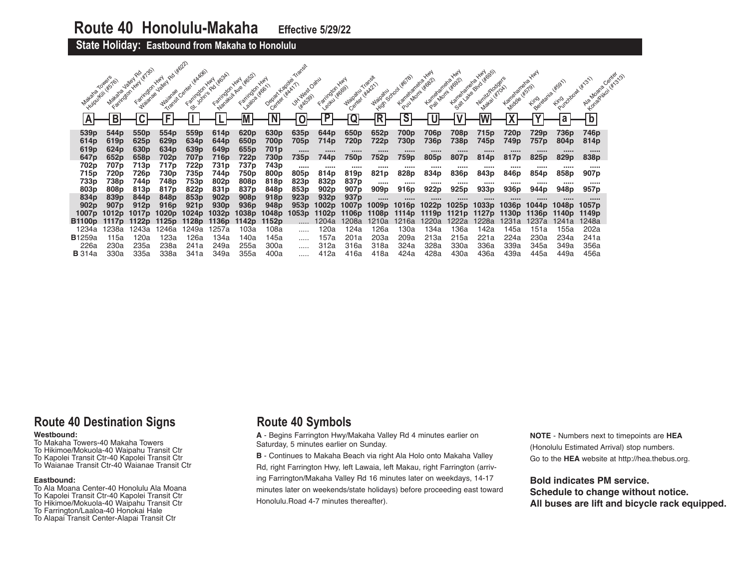# Route 40 Honolulu-Makaha **Effective 5/29/22**

## State Holiday: Eastbound from Makaha to Honolulu

| A Makaha Towers Huipu/Kili (#576) | B Makaha Valley Rd Farrington Hwy (#735) | C Farrington Hwy Waianae Valley Rd (#622) | F Waianae Transit Center (#4406) | I Farrington Hwy St. John's Rd (#634) | L Farrington Hwy Nanakuli Ave (#652) | M Farrington Hwy Laaloa (#661) | N Depart Kapolei Transit Center (#4417) | O UH West Oahu (#4539) | P Farrington Hwy Leoku (#669) | Q Waipahu Transit Center (#4421) | R Waipahu High School (#678) | S Kamehameha Hwy Puu Momi (#682) | U Kamehameha Hwy Pali Momi (#692) | V Kamehameha Hwy Salt Lake Blvd (#695) | W Nimitz/Rodgers Makai (#704) | X Kamehameha Hwy Middle (#579) | Y King Beretania (#591) | a King Punchbowl (#131) | b Ala Moana Center Kona/Piikoi (#1313) |
|---|---|---|---|---|---|---|---|---|---|---|---|---|---|---|---|---|---|---|---|
| **539p** | **544p** | **550p** | **554p** | **559p** | **614p** | **620p** | **630p** | **635p** | **644p** | **650p** | **652p** | **700p** | **706p** | **708p** | **715p** | **720p** | **729p** | **736p** | **746p** |
| **614p** | **619p** | **625p** | **629p** | **634p** | **644p** | **650p** | **700p** | **705p** | **714p** | **720p** | **722p** | **730p** | **736p** | **738p** | **745p** | **749p** | **757p** | **804p** | **814p** |
| **619p** | **624p** | **630p** | **634p** | **639p** | **649p** | **655p** | **701p** | ..... | ..... | ..... | ..... | ..... | ..... | ..... | ..... | ..... | ..... | ..... | ..... |
| **647p** | **652p** | **658p** | **702p** | **707p** | **716p** | **722p** | **730p** | **735p** | **744p** | **750p** | **752p** | **759p** | **805p** | **807p** | **814p** | **817p** | **825p** | **829p** | **838p** |
| **702p** | **707p** | **713p** | **717p** | **722p** | **731p** | **737p** | **743p** | ..... | ..... | ..... | ..... | ..... | ..... | ..... | ..... | ..... | ..... | ..... | ..... |
| **715p** | **720p** | **726p** | **730p** | **735p** | **744p** | **750p** | **800p** | **805p** | **814p** | **819p** | **821p** | **828p** | **834p** | **836p** | **843p** | **846p** | **854p** | **858p** | **907p** |
| **733p** | **738p** | **744p** | **748p** | **753p** | **802p** | **808p** | **818p** | **823p** | **832p** | **837p** | ..... | ..... | ..... | ..... | ..... | ..... | ..... | ..... | ..... |
| **803p** | **808p** | **813p** | **817p** | **822p** | **831p** | **837p** | **848p** | **853p** | **902p** | **907p** | **909p** | **916p** | **922p** | **925p** | **933p** | **936p** | **944p** | **948p** | **957p** |
| **834p** | **839p** | **844p** | **848p** | **853p** | **902p** | **908p** | **918p** | **923p** | **932p** | **937p** | ..... | ..... | ..... | ..... | ..... | ..... | ..... | ..... | ..... |
| **902p** | **907p** | **912p** | **916p** | **921p** | **930p** | **936p** | **948p** | **953p** | **1002p** | **1007p** | **1009p** | **1016p** | **1022p** | **1025p** | **1033p** | **1036p** | **1044p** | **1048p** | **1057p** |
| **1007p** | **1012p** | **1017p** | **1020p** | **1024p** | **1032p** | **1038p** | **1048p** | **1053p** | **1102p** | **1106p** | **1108p** | **1114p** | **1119p** | **1121p** | **1127p** | **1130p** | **1136p** | **1140p** | **1149p** |
| **B1100p** | **1117p** | **1122p** | **1125p** | **1128p** | **1136p** | **1142p** | **1152p** | ..... | 1204a | 1208a | 1210a | 1216a | 1220a | 1222a | 1228a | 1231a | 1237a | 1241a | 1248a |
| 1234a | 1238a | 1243a | 1246a | 1249a | 1257a | 103a | 108a | ..... | 120a | 124a | 126a | 130a | 134a | 136a | 142a | 145a | 151a | 155a | 202a |
| **B**1259a | 115a | 120a | 123a | 126a | 134a | 140a | 145a | ..... | 157a | 201a | 203a | 209a | 213a | 215a | 221a | 224a | 230a | 234a | 241a |
| 226a | 230a | 235a | 238a | 241a | 249a | 255a | 300a | ..... | 312a | 316a | 318a | 324a | 328a | 330a | 336a | 339a | 345a | 349a | 356a |
| **B** 314a | 330a | 335a | 338a | 341a | 349a | 355a | 400a | ..... | 412a | 416a | 418a | 424a | 428a | 430a | 436a | 439a | 445a | 449a | 456a |

## Route 40 Destination Signs

**Westbound:**
To Makaha Towers-40 Makaha Towers
To Hikimoe/Mokuola-40 Waipahu Transit Ctr
To Kapolei Transit Ctr-40 Kapolei Transit Ctr
To Waianae Transit Ctr-40 Waianae Transit Ctr

**Eastbound:**
To Ala Moana Center-40 Honolulu Ala Moana
To Kapolei Transit Ctr-40 Kapolei Transit Ctr
To Hikimoe/Mokuola-40 Waipahu Transit Ctr
To Farrington/Laaloa-40 Honokai Hale
To Alapai Transit Center-Alapai Transit Ctr

## Route 40 Symbols

**A** - Begins Farrington Hwy/Makaha Valley Rd 4 minutes earlier on Saturday, 5 minutes earlier on Sunday.

**B** - Continues to Makaha Beach via right Ala Holo onto Makaha Valley Rd, right Farrington Hwy, left Lawaia, left Makau, right Farrington (arriving Farrington/Makaha Valley Rd 16 minutes later on weekdays, 14-17 minutes later on weekends/state holidays) before proceeding east toward Honolulu.Road 4-7 minutes thereafter).

**NOTE** - Numbers next to timepoints are **HEA** (Honolulu Estimated Arrival) stop numbers. Go to the **HEA** website at http://hea.thebus.org.

**Bold indicates PM service.**
**Schedule to change without notice.**
**All buses are lift and bicycle rack equipped.**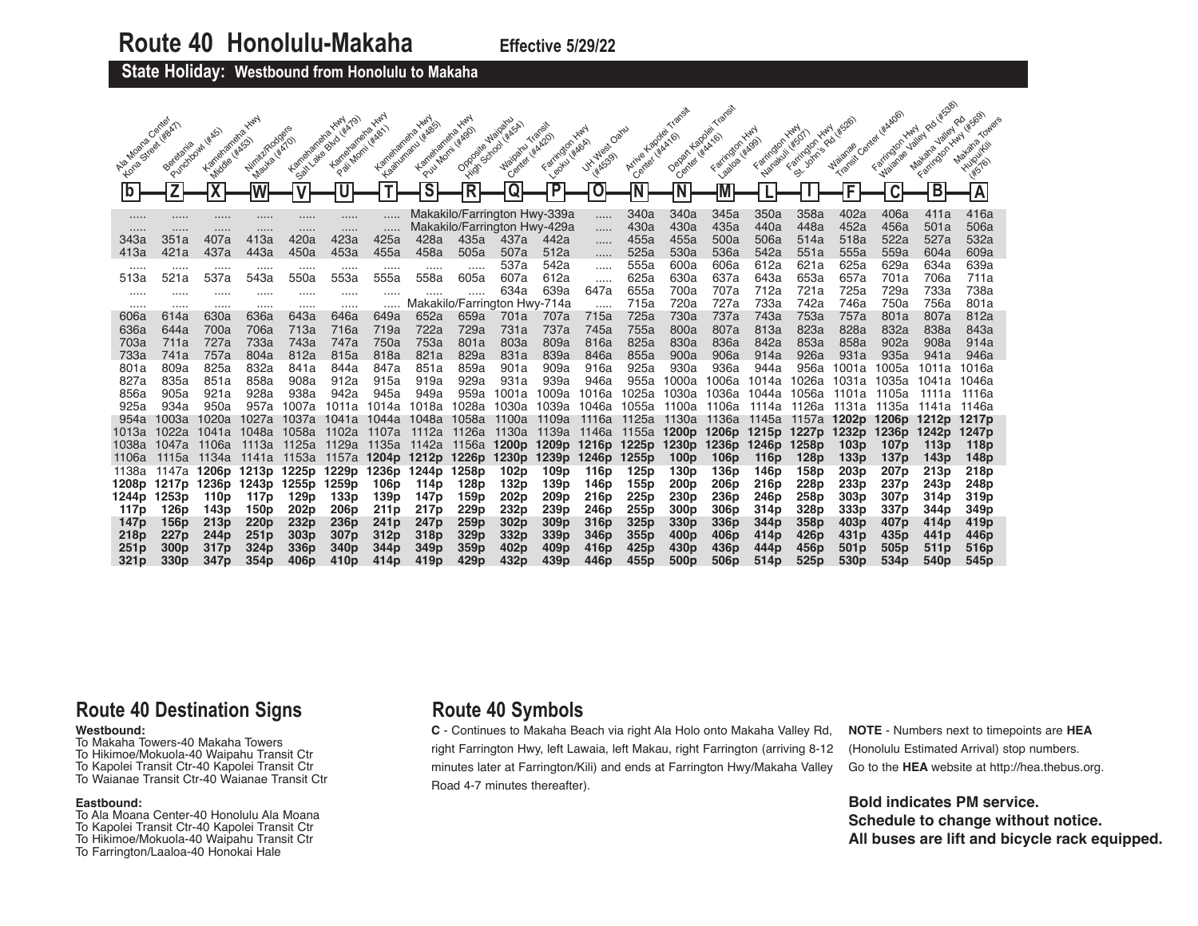# Route 40 Honolulu-Makaha

**Effective 5/29/22**

## State Holiday: Westbound from Honolulu to Makaha

| Ala Moana Center Kona Street (#847) | Beretania Punchbowl (#45) | Kamehameha Hwy Middle (#453) | Nimitz/Rodgers Mauka (#470) | Kamehameha Hwy Salt Lake Blvd (#479) | Kamehameha Hwy Pali Momi (#481) | Kamehameha Hwy Kaahumanu (#485) | Kamehameha Hwy Puu Momi (#490) | Opposite Waipahu High School (#454) | Waipahu Transit Center (#4420) | Farrington Hwy Leoku (#464) | UH West Oahu (#4539) | Arrive Kapolei Transit Center (#4416) | Depart Kapolei Transit Center (#4416) | Farrington Hwy Laaloa (#499) | Farrington Hwy Nanakuli (#507) | Farrington Hwy St. John's Rd (#526) | Waianae Transit Center (#4406) | Farrington Hwy Waianae Valley Rd (#538) | Makaha Valley Rd Farrington Hwy (#569) | Makaha Towers Huipu/Kili (#576) |
|---|---|---|---|---|---|---|---|---|---|---|---|---|---|---|---|---|---|---|---|---|
| b | Z | X | W | V | U | T | S | R | Q | P | O | N | N | M | L | I | F | C | B | A |
| ..... | ..... | ..... | ..... | ..... | ..... | ..... | Makakilo/Farrington Hwy-339a | | | | ..... | 340a | 340a | 345a | 350a | 358a | 402a | 406a | 411a | 416a |
| ..... | ..... | ..... | ..... | ..... | ..... | ..... | Makakilo/Farrington Hwy-429a | | | | ..... | 430a | 430a | 435a | 440a | 448a | 452a | 456a | 501a | 506a |
| 343a | 351a | 407a | 413a | 420a | 423a | 425a | 428a | 435a | 437a | 442a | ..... | 455a | 455a | 500a | 506a | 514a | 518a | 522a | 527a | 532a |
| 413a | 421a | 437a | 443a | 450a | 453a | 455a | 458a | 505a | 507a | 512a | ..... | 525a | 530a | 536a | 542a | 551a | 555a | 559a | 604a | 609a |
| ..... | ..... | ..... | ..... | ..... | ..... | ..... | ..... | ..... | 537a | 542a | ..... | 555a | 600a | 606a | 612a | 621a | 625a | 629a | 634a | 639a |
| 513a | 521a | 537a | 543a | 550a | 553a | 555a | 558a | 605a | 607a | 612a | ..... | 625a | 630a | 637a | 643a | 653a | 657a | 701a | 706a | 711a |
| ..... | ..... | ..... | ..... | ..... | ..... | ..... | ..... | ..... | 634a | 639a | 647a | 655a | 700a | 707a | 712a | 721a | 725a | 729a | 733a | 738a |
| ..... | ..... | ..... | ..... | ..... | ..... | ..... | Makakilo/Farrington Hwy-714a | | | | ..... | 715a | 720a | 727a | 733a | 742a | 746a | 750a | 756a | 801a |
| 606a | 614a | 630a | 636a | 643a | 646a | 649a | 652a | 659a | 701a | 707a | 715a | 725a | 730a | 737a | 743a | 753a | 757a | 801a | 807a | 812a |
| 636a | 644a | 700a | 706a | 713a | 716a | 719a | 722a | 729a | 731a | 737a | 745a | 755a | 800a | 807a | 813a | 823a | 828a | 832a | 838a | 843a |
| 703a | 711a | 727a | 733a | 743a | 747a | 750a | 753a | 801a | 803a | 809a | 816a | 825a | 830a | 836a | 842a | 853a | 858a | 902a | 908a | 914a |
| 733a | 741a | 757a | 804a | 812a | 815a | 818a | 821a | 829a | 831a | 839a | 846a | 855a | 900a | 906a | 914a | 926a | 931a | 935a | 941a | 946a |
| 801a | 809a | 825a | 832a | 841a | 844a | 847a | 851a | 859a | 901a | 909a | 916a | 925a | 930a | 936a | 944a | 956a | 1001a | 1005a | 1011a | 1016a |
| 827a | 835a | 851a | 858a | 908a | 912a | 915a | 919a | 929a | 931a | 939a | 946a | 955a | 1000a | 1006a | 1014a | 1026a | 1031a | 1035a | 1041a | 1046a |
| 856a | 905a | 921a | 928a | 938a | 942a | 945a | 949a | 959a | 1001a | 1009a | 1016a | 1025a | 1030a | 1036a | 1044a | 1056a | 1101a | 1105a | 1111a | 1116a |
| 925a | 934a | 950a | 957a | 1007a | 1011a | 1014a | 1018a | 1028a | 1030a | 1039a | 1046a | 1055a | 1100a | 1106a | 1114a | 1126a | 1131a | 1135a | 1141a | 1146a |
| 954a | 1003a | 1020a | 1027a | 1037a | 1041a | 1044a | 1048a | 1058a | 1100a | 1109a | 1116a | 1125a | 1130a | 1136a | 1145a | 1157a | **1202p** | **1206p** | **1212p** | **1217p** |
| 1013a | 1022a | 1041a | 1048a | 1058a | 1102a | 1107a | 1112a | 1126a | 1130a | 1139a | 1146a | 1155a | **1200p** | **1206p** | **1215p** | **1227p** | **1232p** | **1236p** | **1242p** | **1247p** |
| 1038a | 1047a | 1106a | 1113a | 1125a | 1129a | 1135a | 1142a | 1156a | **1200p** | **1209p** | **1216p** | **1225p** | **1230p** | **1236p** | **1246p** | **1258p** | **103p** | **107p** | **113p** | **118p** |
| 1106a | 1115a | 1134a | 1141a | 1153a | 1157a | **1204p** | **1212p** | **1226p** | **1230p** | **1239p** | **1246p** | **1255p** | **100p** | **106p** | **116p** | **128p** | **133p** | **137p** | **143p** | **148p** |
| 1138a | 1147a | **1206p** | **1213p** | **1225p** | **1229p** | **1236p** | **1244p** | **1258p** | **102p** | **109p** | **116p** | **125p** | **130p** | **136p** | **146p** | **158p** | **203p** | **207p** | **213p** | **218p** |
| **1208p** | **1217p** | **1236p** | **1243p** | **1255p** | **1259p** | **106p** | **114p** | **128p** | **132p** | **139p** | **146p** | **155p** | **200p** | **206p** | **216p** | **228p** | **233p** | **237p** | **243p** | **248p** |
| **1244p** | **1253p** | **110p** | **117p** | **129p** | **133p** | **139p** | **147p** | **159p** | **202p** | **209p** | **216p** | **225p** | **230p** | **236p** | **246p** | **258p** | **303p** | **307p** | **314p** | **319p** |
| **117p** | **126p** | **143p** | **150p** | **202p** | **206p** | **211p** | **217p** | **229p** | **232p** | **239p** | **246p** | **255p** | **300p** | **306p** | **314p** | **328p** | **333p** | **337p** | **344p** | **349p** |
| **147p** | **156p** | **213p** | **220p** | **232p** | **236p** | **241p** | **247p** | **259p** | **302p** | **309p** | **316p** | **325p** | **330p** | **336p** | **344p** | **358p** | **403p** | **407p** | **414p** | **419p** |
| **218p** | **227p** | **244p** | **251p** | **303p** | **307p** | **312p** | **318p** | **329p** | **332p** | **339p** | **346p** | **355p** | **400p** | **406p** | **414p** | **426p** | **431p** | **435p** | **441p** | **446p** |
| **251p** | **300p** | **317p** | **324p** | **336p** | **340p** | **344p** | **349p** | **359p** | **402p** | **409p** | **416p** | **425p** | **430p** | **436p** | **444p** | **456p** | **501p** | **505p** | **511p** | **516p** |
| **321p** | **330p** | **347p** | **354p** | **406p** | **410p** | **414p** | **419p** | **429p** | **432p** | **439p** | **446p** | **455p** | **500p** | **506p** | **514p** | **525p** | **530p** | **534p** | **540p** | **545p** |

## Route 40 Destination Signs

**Westbound:**

To Makaha Towers-40 Makaha Towers
To Hikimoe/Mokuola-40 Waipahu Transit Ctr
To Kapolei Transit Ctr-40 Kapolei Transit Ctr
To Waianae Transit Ctr-40 Waianae Transit Ctr

**Eastbound:**

To Ala Moana Center-40 Honolulu Ala Moana
To Kapolei Transit Ctr-40 Kapolei Transit Ctr
To Hikimoe/Mokuola-40 Waipahu Transit Ctr
To Farrington/Laaloa-40 Honokai Hale

## Route 40 Symbols

**C** - Continues to Makaha Beach via right Ala Holo onto Makaha Valley Rd, right Farrington Hwy, left Lawaia, left Makau, right Farrington (arriving 8-12 minutes later at Farrington/Kili) and ends at Farrington Hwy/Makaha Valley Road 4-7 minutes thereafter).

**NOTE** - Numbers next to timepoints are **HEA** (Honolulu Estimated Arrival) stop numbers. Go to the **HEA** website at http://hea.thebus.org.

**Bold indicates PM service.**
**Schedule to change without notice.**
**All buses are lift and bicycle rack equipped.**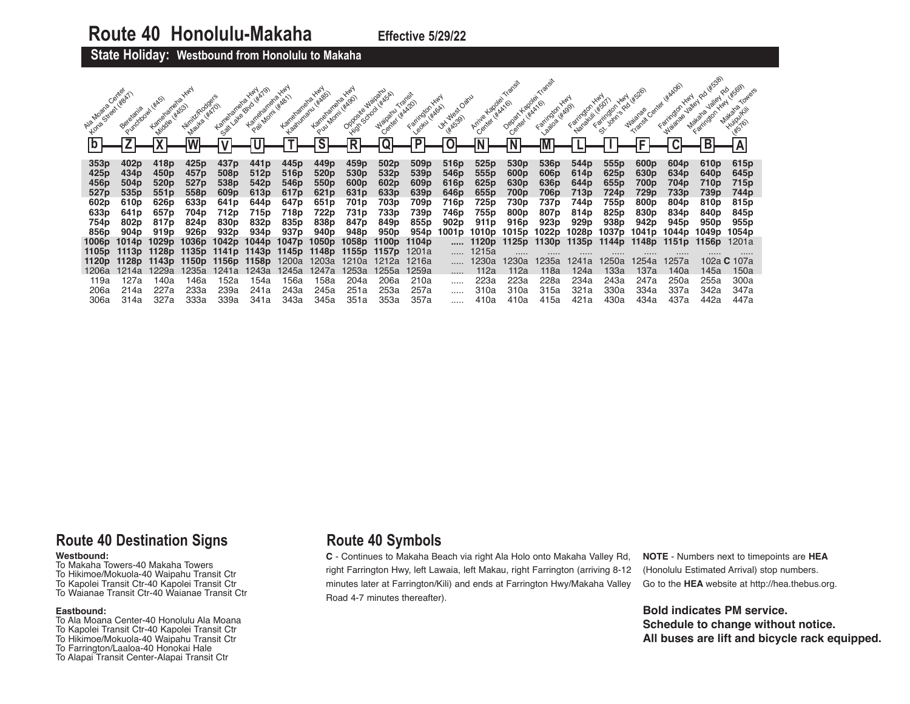# Route 40 Honolulu-Makaha

**Effective 5/29/22**

## State Holiday: Westbound from Honolulu to Makaha

| b Ala Moana Center Kona Street (#847) | Z Beretania Punchbowl (#45) | X Kamehameha Hwy Middle (#453) | W Nimitz/Rodgers Mauka (#470) | V Kamehameha Hwy Salt Lake Blvd (#479) | U Kamehameha Hwy Pali Momi (#481) | T Kamehameha Hwy Kaahumanu (#485) | S Kamehameha Hwy Puu Momi (#490) | R Opposite Waipahu High School (#454) | Q Waipahu Transit Center (#4420) | P Farrington Hwy Leoku (#464) | O UH West Oahu (#4539) | N Arrive Kapolei Transit Center (#4416) | N Depart Kapolei Transit Center (#4416) | M Farrington Hwy Laaloa (#499) | L Farrington Hwy Nanakuli (#507) | I Farrington Hwy St. John's Rd (#526) | F Waianae Transit Center (#4406) | C Farrington Hwy Waianae Valley Rd (#538) | B Makaha Valley Rd Farrington Hwy (#569) | A Makaha Towers Huipu/Kili (#576) |
|---|---|---|---|---|---|---|---|---|---|---|---|---|---|---|---|---|---|---|---|---|
| **353p** | **402p** | **418p** | **425p** | **437p** | **441p** | **445p** | **449p** | **459p** | **502p** | **509p** | **516p** | **525p** | **530p** | **536p** | **544p** | **555p** | **600p** | **604p** | **610p** | **615p** |
| **425p** | **434p** | **450p** | **457p** | **508p** | **512p** | **516p** | **520p** | **530p** | **532p** | **539p** | **546p** | **555p** | **600p** | **606p** | **614p** | **625p** | **630p** | **634p** | **640p** | **645p** |
| **456p** | **504p** | **520p** | **527p** | **538p** | **542p** | **546p** | **550p** | **600p** | **602p** | **609p** | **616p** | **625p** | **630p** | **636p** | **644p** | **655p** | **700p** | **704p** | **710p** | **715p** |
| **527p** | **535p** | **551p** | **558p** | **609p** | **613p** | **617p** | **621p** | **631p** | **633p** | **639p** | **646p** | **655p** | **700p** | **706p** | **713p** | **724p** | **729p** | **733p** | **739p** | **744p** |
| **602p** | **610p** | **626p** | **633p** | **641p** | **644p** | **647p** | **651p** | **701p** | **703p** | **709p** | **716p** | **725p** | **730p** | **737p** | **744p** | **755p** | **800p** | **804p** | **810p** | **815p** |
| **633p** | **641p** | **657p** | **704p** | **712p** | **715p** | **718p** | **722p** | **731p** | **733p** | **739p** | **746p** | **755p** | **800p** | **807p** | **814p** | **825p** | **830p** | **834p** | **840p** | **845p** |
| **754p** | **802p** | **817p** | **824p** | **830p** | **832p** | **835p** | **838p** | **847p** | **849p** | **855p** | **902p** | **911p** | **916p** | **923p** | **929p** | **938p** | **942p** | **945p** | **950p** | **955p** |
| **856p** | **904p** | **919p** | **926p** | **932p** | **934p** | **937p** | **940p** | **948p** | **950p** | **954p** | **1001p** | **1010p** | **1015p** | **1022p** | **1028p** | **1037p** | **1041p** | **1044p** | **1049p** | **1054p** |
| **1006p** | **1014p** | **1029p** | **1036p** | **1042p** | **1044p** | **1047p** | **1050p** | **1058p** | **1100p** | **1104p** | ..... | **1120p** | **1125p** | **1130p** | **1135p** | **1144p** | **1148p** | **1151p** | **1156p** | 1201a |
| **1105p** | **1113p** | **1128p** | **1135p** | **1141p** | **1143p** | **1145p** | **1148p** | **1155p** | **1157p** | 1201a | ..... | 1215a | ..... | ..... | ..... | ..... | ..... | ..... | ..... | ..... |
| **1120p** | **1128p** | **1143p** | **1150p** | **1156p** | **1158p** | 1200a | 1203a | 1210a | 1212a | 1216a | ..... | 1230a | 1230a | 1235a | 1241a | 1250a | 1254a | 1257a | 102a **C** | 107a |
| 1206a | 1214a | 1229a | 1235a | 1241a | 1243a | 1245a | 1247a | 1253a | 1255a | 1259a | ..... | 112a | 112a | 118a | 124a | 133a | 137a | 140a | 145a | 150a |
| 119a | 127a | 140a | 146a | 152a | 154a | 156a | 158a | 204a | 206a | 210a | ..... | 223a | 223a | 228a | 234a | 243a | 247a | 250a | 255a | 300a |
| 206a | 214a | 227a | 233a | 239a | 241a | 243a | 245a | 251a | 253a | 257a | ..... | 310a | 310a | 315a | 321a | 330a | 334a | 337a | 342a | 347a |
| 306a | 314a | 327a | 333a | 339a | 341a | 343a | 345a | 351a | 353a | 357a | ..... | 410a | 410a | 415a | 421a | 430a | 434a | 437a | 442a | 447a |

## Route 40 Destination Signs

**Westbound:**

To Makaha Towers-40 Makaha Towers
To Hikimoe/Mokuola-40 Waipahu Transit Ctr
To Kapolei Transit Ctr-40 Kapolei Transit Ctr
To Waianae Transit Ctr-40 Waianae Transit Ctr

**Eastbound:**

To Ala Moana Center-40 Honolulu Ala Moana
To Kapolei Transit Ctr-40 Kapolei Transit Ctr
To Hikimoe/Mokuola-40 Waipahu Transit Ctr
To Farrington/Laaloa-40 Honokai Hale
To Alapai Transit Center-Alapai Transit Ctr

## Route 40 Symbols

**C** - Continues to Makaha Beach via right Ala Holo onto Makaha Valley Rd, right Farrington Hwy, left Lawaia, left Makau, right Farrington (arriving 8-12 minutes later at Farrington/Kili) and ends at Farrington Hwy/Makaha Valley Road 4-7 minutes thereafter).

**NOTE** - Numbers next to timepoints are **HEA** (Honolulu Estimated Arrival) stop numbers. Go to the **HEA** website at http://hea.thebus.org.

**Bold indicates PM service.**
**Schedule to change without notice.**
**All buses are lift and bicycle rack equipped.**